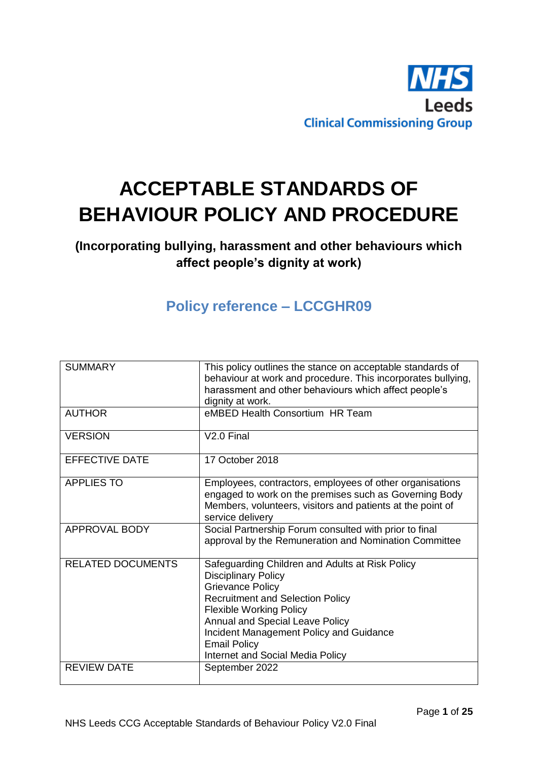NHS
Leeds
Clinical Commissioning Group

# ACCEPTABLE STANDARDS OF BEHAVIOUR POLICY AND PROCEDURE

### (Incorporating bullying, harassment and other behaviours which affect people's dignity at work)

## Policy reference – LCCGHR09

| SUMMARY | This policy outlines the stance on acceptable standards of behaviour at work and procedure. This incorporates bullying, harassment and other behaviours which affect people's dignity at work. |
|---|---|
| AUTHOR | eMBED Health Consortium HR Team |
| VERSION | V2.0 Final |
| EFFECTIVE DATE | 17 October 2018 |
| APPLIES TO | Employees, contractors, employees of other organisations engaged to work on the premises such as Governing Body Members, volunteers, visitors and patients at the point of service delivery |
| APPROVAL BODY | Social Partnership Forum consulted with prior to final approval by the Remuneration and Nomination Committee |
| RELATED DOCUMENTS | Safeguarding Children and Adults at Risk Policy<br>Disciplinary Policy<br>Grievance Policy<br>Recruitment and Selection Policy<br>Flexible Working Policy<br>Annual and Special Leave Policy<br>Incident Management Policy and Guidance<br>Email Policy<br>Internet and Social Media Policy |
| REVIEW DATE | September 2022 |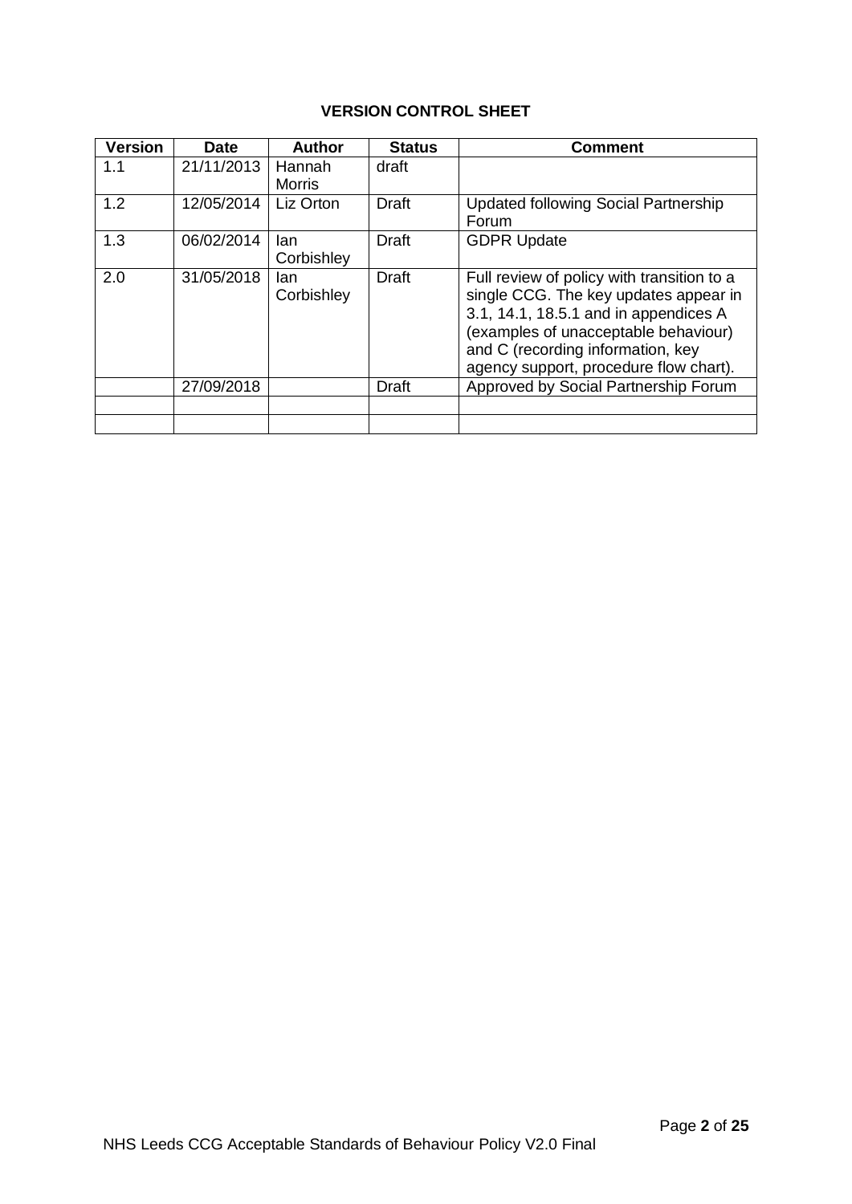**VERSION CONTROL SHEET**

| Version | Date | Author | Status | Comment |
|---|---|---|---|---|
| 1.1 | 21/11/2013 | Hannah Morris | draft | |
| 1.2 | 12/05/2014 | Liz Orton | Draft | Updated following Social Partnership Forum |
| 1.3 | 06/02/2014 | Ian Corbishley | Draft | GDPR Update |
| 2.0 | 31/05/2018 | Ian Corbishley | Draft | Full review of policy with transition to a single CCG. The key updates appear in 3.1, 14.1, 18.5.1 and in appendices A (examples of unacceptable behaviour) and C (recording information, key agency support, procedure flow chart). |
| | 27/09/2018 | | Draft | Approved by Social Partnership Forum |
| | | | | |
| | | | | |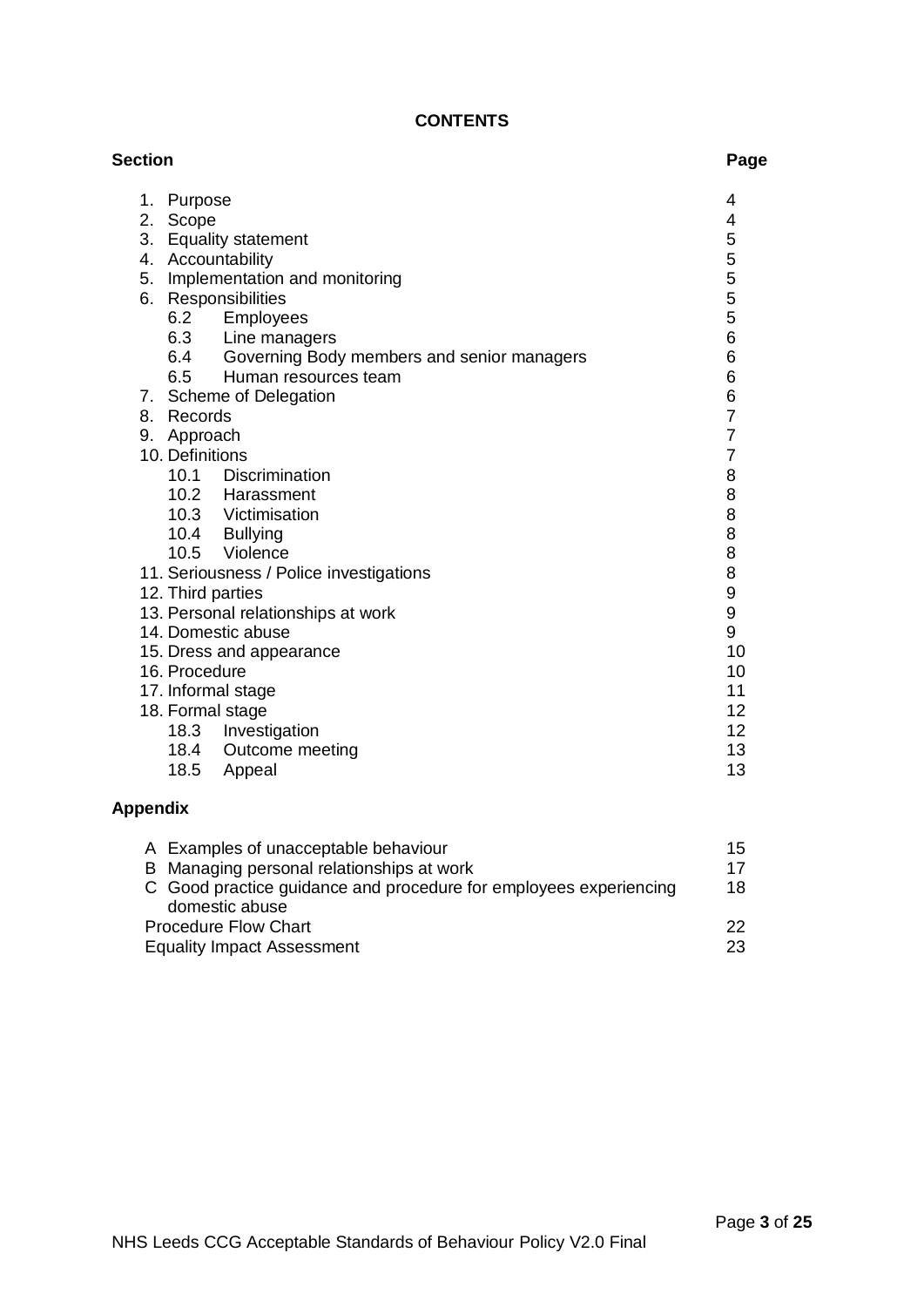**CONTENTS**

| Section | Page |
|---|---|
| 1. Purpose | 4 |
| 2. Scope | 4 |
| 3. Equality statement | 5 |
| 4. Accountability | 5 |
| 5. Implementation and monitoring | 5 |
| 6. Responsibilities | 5 |
| 6.2 Employees | 5 |
| 6.3 Line managers | 6 |
| 6.4 Governing Body members and senior managers | 6 |
| 6.5 Human resources team | 6 |
| 7. Scheme of Delegation | 6 |
| 8. Records | 7 |
| 9. Approach | 7 |
| 10. Definitions | 7 |
| 10.1 Discrimination | 8 |
| 10.2 Harassment | 8 |
| 10.3 Victimisation | 8 |
| 10.4 Bullying | 8 |
| 10.5 Violence | 8 |
| 11. Seriousness / Police investigations | 8 |
| 12. Third parties | 9 |
| 13. Personal relationships at work | 9 |
| 14. Domestic abuse | 9 |
| 15. Dress and appearance | 10 |
| 16. Procedure | 10 |
| 17. Informal stage | 11 |
| 18. Formal stage | 12 |
| 18.3 Investigation | 12 |
| 18.4 Outcome meeting | 13 |
| 18.5 Appeal | 13 |

**Appendix**

| | |
|---|---|
| A Examples of unacceptable behaviour | 15 |
| B Managing personal relationships at work | 17 |
| C Good practice guidance and procedure for employees experiencing domestic abuse | 18 |
| Procedure Flow Chart | 22 |
| Equality Impact Assessment | 23 |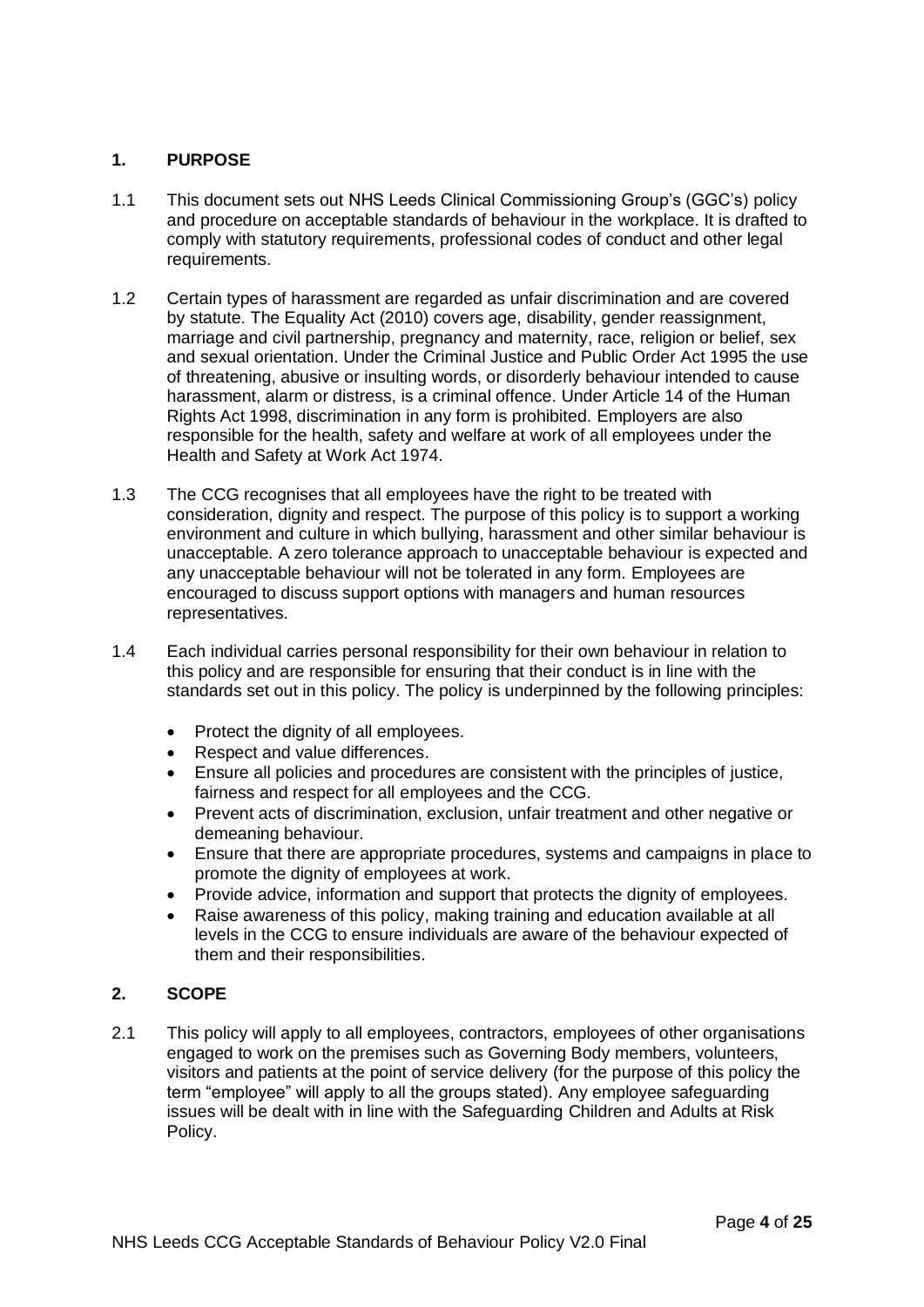## 1. PURPOSE

1.1 This document sets out NHS Leeds Clinical Commissioning Group's (GGC's) policy and procedure on acceptable standards of behaviour in the workplace. It is drafted to comply with statutory requirements, professional codes of conduct and other legal requirements.

1.2 Certain types of harassment are regarded as unfair discrimination and are covered by statute. The Equality Act (2010) covers age, disability, gender reassignment, marriage and civil partnership, pregnancy and maternity, race, religion or belief, sex and sexual orientation. Under the Criminal Justice and Public Order Act 1995 the use of threatening, abusive or insulting words, or disorderly behaviour intended to cause harassment, alarm or distress, is a criminal offence. Under Article 14 of the Human Rights Act 1998, discrimination in any form is prohibited. Employers are also responsible for the health, safety and welfare at work of all employees under the Health and Safety at Work Act 1974.

1.3 The CCG recognises that all employees have the right to be treated with consideration, dignity and respect. The purpose of this policy is to support a working environment and culture in which bullying, harassment and other similar behaviour is unacceptable. A zero tolerance approach to unacceptable behaviour is expected and any unacceptable behaviour will not be tolerated in any form. Employees are encouraged to discuss support options with managers and human resources representatives.

1.4 Each individual carries personal responsibility for their own behaviour in relation to this policy and are responsible for ensuring that their conduct is in line with the standards set out in this policy. The policy is underpinned by the following principles:

- Protect the dignity of all employees.
- Respect and value differences.
- Ensure all policies and procedures are consistent with the principles of justice, fairness and respect for all employees and the CCG.
- Prevent acts of discrimination, exclusion, unfair treatment and other negative or demeaning behaviour.
- Ensure that there are appropriate procedures, systems and campaigns in place to promote the dignity of employees at work.
- Provide advice, information and support that protects the dignity of employees.
- Raise awareness of this policy, making training and education available at all levels in the CCG to ensure individuals are aware of the behaviour expected of them and their responsibilities.

## 2. SCOPE

2.1 This policy will apply to all employees, contractors, employees of other organisations engaged to work on the premises such as Governing Body members, volunteers, visitors and patients at the point of service delivery (for the purpose of this policy the term "employee" will apply to all the groups stated). Any employee safeguarding issues will be dealt with in line with the Safeguarding Children and Adults at Risk Policy.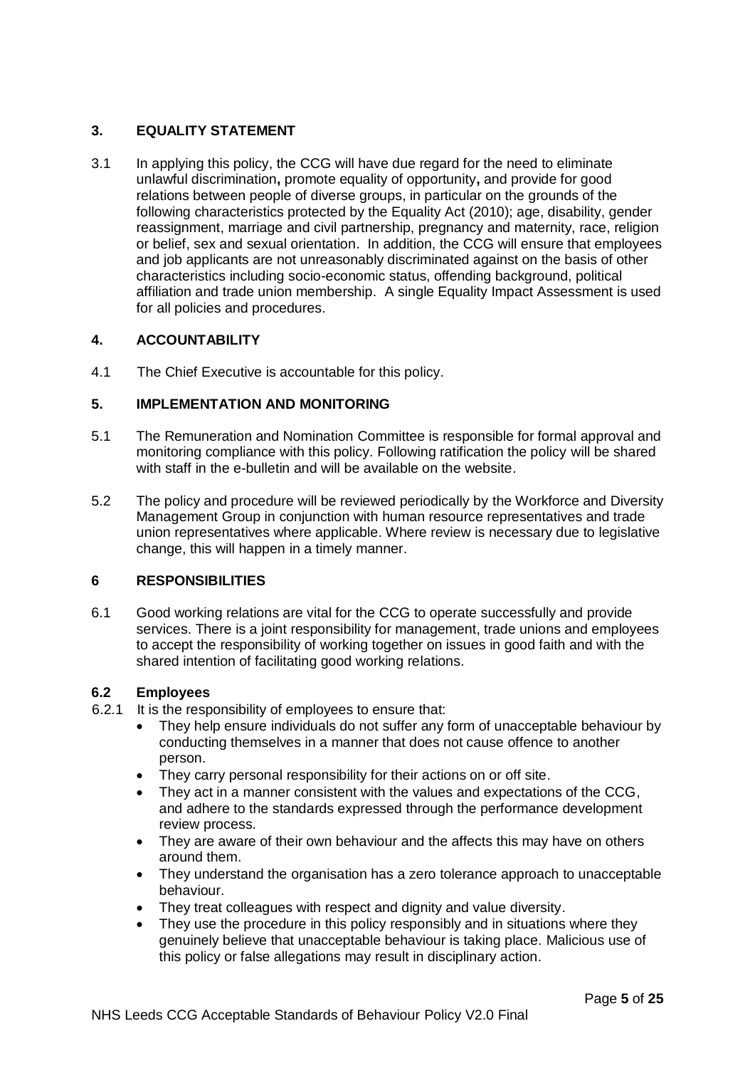## 3. EQUALITY STATEMENT

3.1 In applying this policy, the CCG will have due regard for the need to eliminate unlawful discrimination**,** promote equality of opportunity**,** and provide for good relations between people of diverse groups, in particular on the grounds of the following characteristics protected by the Equality Act (2010); age, disability, gender reassignment, marriage and civil partnership, pregnancy and maternity, race, religion or belief, sex and sexual orientation. In addition, the CCG will ensure that employees and job applicants are not unreasonably discriminated against on the basis of other characteristics including socio-economic status, offending background, political affiliation and trade union membership. A single Equality Impact Assessment is used for all policies and procedures.

## 4. ACCOUNTABILITY

4.1 The Chief Executive is accountable for this policy.

## 5. IMPLEMENTATION AND MONITORING

5.1 The Remuneration and Nomination Committee is responsible for formal approval and monitoring compliance with this policy. Following ratification the policy will be shared with staff in the e-bulletin and will be available on the website.

5.2 The policy and procedure will be reviewed periodically by the Workforce and Diversity Management Group in conjunction with human resource representatives and trade union representatives where applicable. Where review is necessary due to legislative change, this will happen in a timely manner.

## 6 RESPONSIBILITIES

6.1 Good working relations are vital for the CCG to operate successfully and provide services. There is a joint responsibility for management, trade unions and employees to accept the responsibility of working together on issues in good faith and with the shared intention of facilitating good working relations.

### 6.2 Employees

6.2.1 It is the responsibility of employees to ensure that:

- They help ensure individuals do not suffer any form of unacceptable behaviour by conducting themselves in a manner that does not cause offence to another person.
- They carry personal responsibility for their actions on or off site.
- They act in a manner consistent with the values and expectations of the CCG, and adhere to the standards expressed through the performance development review process.
- They are aware of their own behaviour and the affects this may have on others around them.
- They understand the organisation has a zero tolerance approach to unacceptable behaviour.
- They treat colleagues with respect and dignity and value diversity.
- They use the procedure in this policy responsibly and in situations where they genuinely believe that unacceptable behaviour is taking place. Malicious use of this policy or false allegations may result in disciplinary action.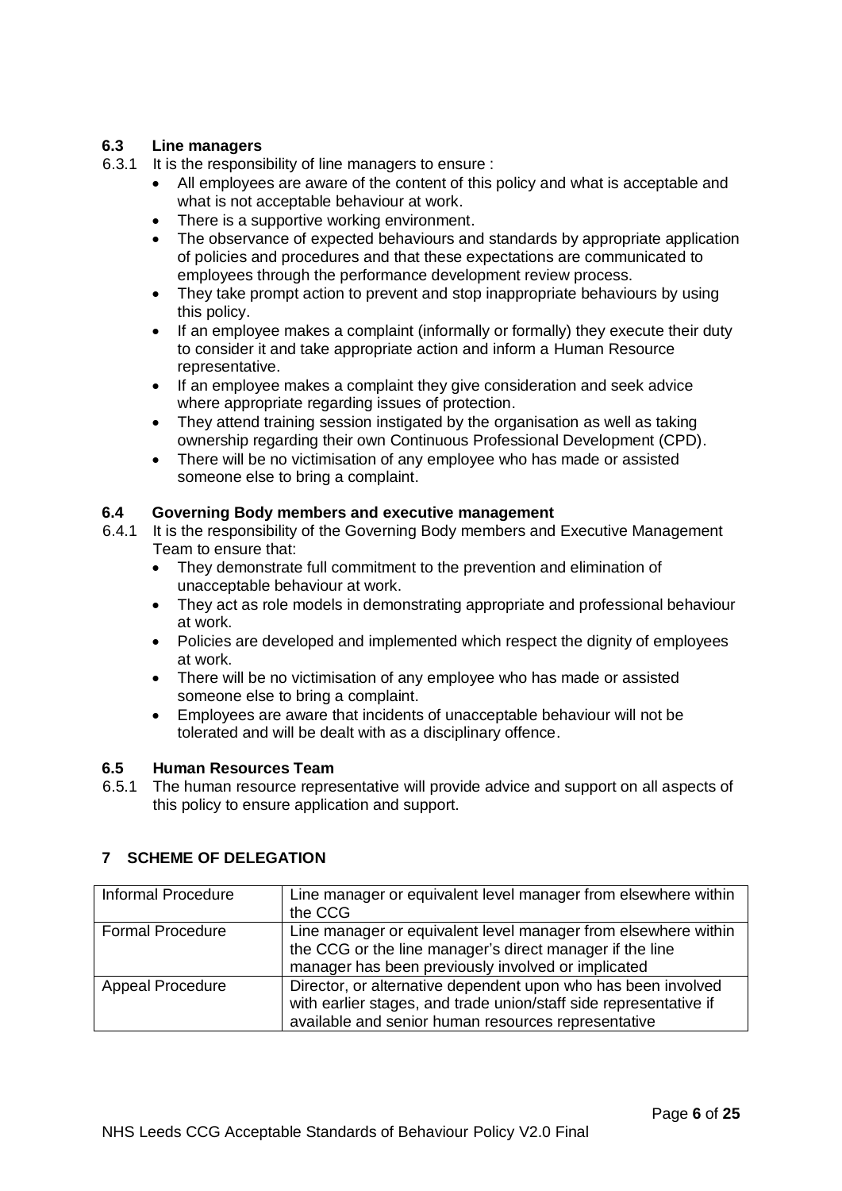### 6.3 Line managers

6.3.1 It is the responsibility of line managers to ensure :

- All employees are aware of the content of this policy and what is acceptable and what is not acceptable behaviour at work.
- There is a supportive working environment.
- The observance of expected behaviours and standards by appropriate application of policies and procedures and that these expectations are communicated to employees through the performance development review process.
- They take prompt action to prevent and stop inappropriate behaviours by using this policy.
- If an employee makes a complaint (informally or formally) they execute their duty to consider it and take appropriate action and inform a Human Resource representative.
- If an employee makes a complaint they give consideration and seek advice where appropriate regarding issues of protection.
- They attend training session instigated by the organisation as well as taking ownership regarding their own Continuous Professional Development (CPD).
- There will be no victimisation of any employee who has made or assisted someone else to bring a complaint.

### 6.4 Governing Body members and executive management

6.4.1 It is the responsibility of the Governing Body members and Executive Management Team to ensure that:

- They demonstrate full commitment to the prevention and elimination of unacceptable behaviour at work.
- They act as role models in demonstrating appropriate and professional behaviour at work.
- Policies are developed and implemented which respect the dignity of employees at work.
- There will be no victimisation of any employee who has made or assisted someone else to bring a complaint.
- Employees are aware that incidents of unacceptable behaviour will not be tolerated and will be dealt with as a disciplinary offence.

### 6.5 Human Resources Team

6.5.1 The human resource representative will provide advice and support on all aspects of this policy to ensure application and support.

## 7 SCHEME OF DELEGATION

| Informal Procedure | Line manager or equivalent level manager from elsewhere within the CCG |
|---|---|
| Formal Procedure | Line manager or equivalent level manager from elsewhere within the CCG or the line manager's direct manager if the line manager has been previously involved or implicated |
| Appeal Procedure | Director, or alternative dependent upon who has been involved with earlier stages, and trade union/staff side representative if available and senior human resources representative |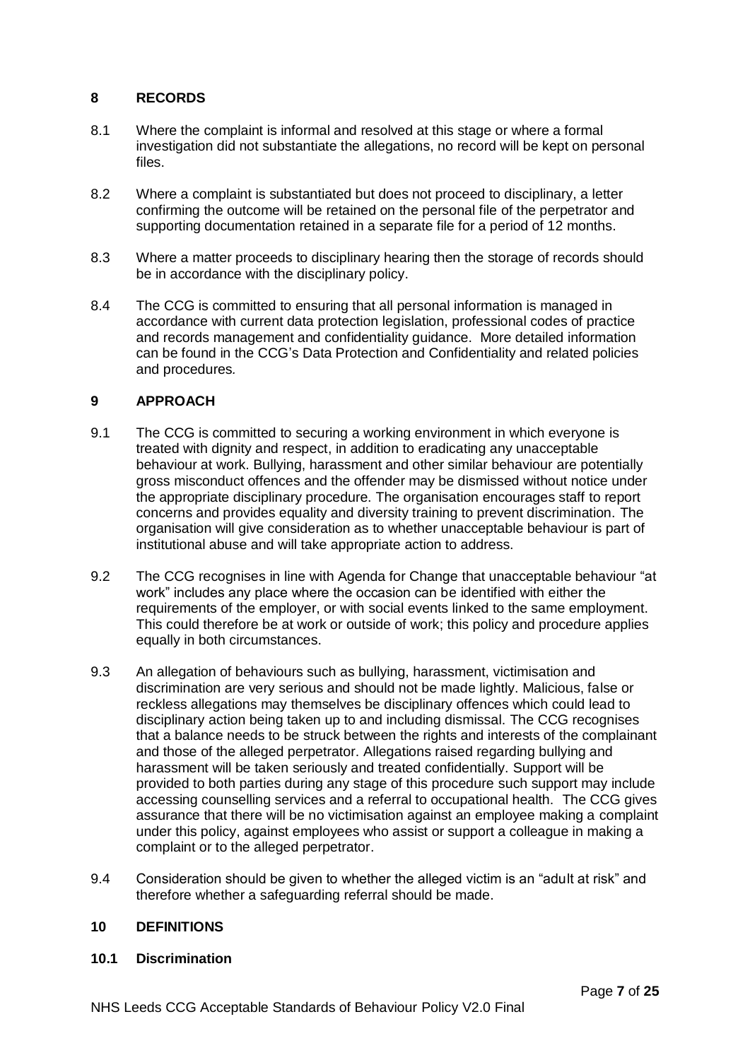## 8 RECORDS

8.1 Where the complaint is informal and resolved at this stage or where a formal investigation did not substantiate the allegations, no record will be kept on personal files.

8.2 Where a complaint is substantiated but does not proceed to disciplinary, a letter confirming the outcome will be retained on the personal file of the perpetrator and supporting documentation retained in a separate file for a period of 12 months.

8.3 Where a matter proceeds to disciplinary hearing then the storage of records should be in accordance with the disciplinary policy.

8.4 The CCG is committed to ensuring that all personal information is managed in accordance with current data protection legislation, professional codes of practice and records management and confidentiality guidance. More detailed information can be found in the CCG's Data Protection and Confidentiality and related policies and procedures.

## 9 APPROACH

9.1 The CCG is committed to securing a working environment in which everyone is treated with dignity and respect, in addition to eradicating any unacceptable behaviour at work. Bullying, harassment and other similar behaviour are potentially gross misconduct offences and the offender may be dismissed without notice under the appropriate disciplinary procedure. The organisation encourages staff to report concerns and provides equality and diversity training to prevent discrimination. The organisation will give consideration as to whether unacceptable behaviour is part of institutional abuse and will take appropriate action to address.

9.2 The CCG recognises in line with Agenda for Change that unacceptable behaviour "at work" includes any place where the occasion can be identified with either the requirements of the employer, or with social events linked to the same employment. This could therefore be at work or outside of work; this policy and procedure applies equally in both circumstances.

9.3 An allegation of behaviours such as bullying, harassment, victimisation and discrimination are very serious and should not be made lightly. Malicious, false or reckless allegations may themselves be disciplinary offences which could lead to disciplinary action being taken up to and including dismissal. The CCG recognises that a balance needs to be struck between the rights and interests of the complainant and those of the alleged perpetrator. Allegations raised regarding bullying and harassment will be taken seriously and treated confidentially. Support will be provided to both parties during any stage of this procedure such support may include accessing counselling services and a referral to occupational health. The CCG gives assurance that there will be no victimisation against an employee making a complaint under this policy, against employees who assist or support a colleague in making a complaint or to the alleged perpetrator.

9.4 Consideration should be given to whether the alleged victim is an "adult at risk" and therefore whether a safeguarding referral should be made.

## 10 DEFINITIONS

### 10.1 Discrimination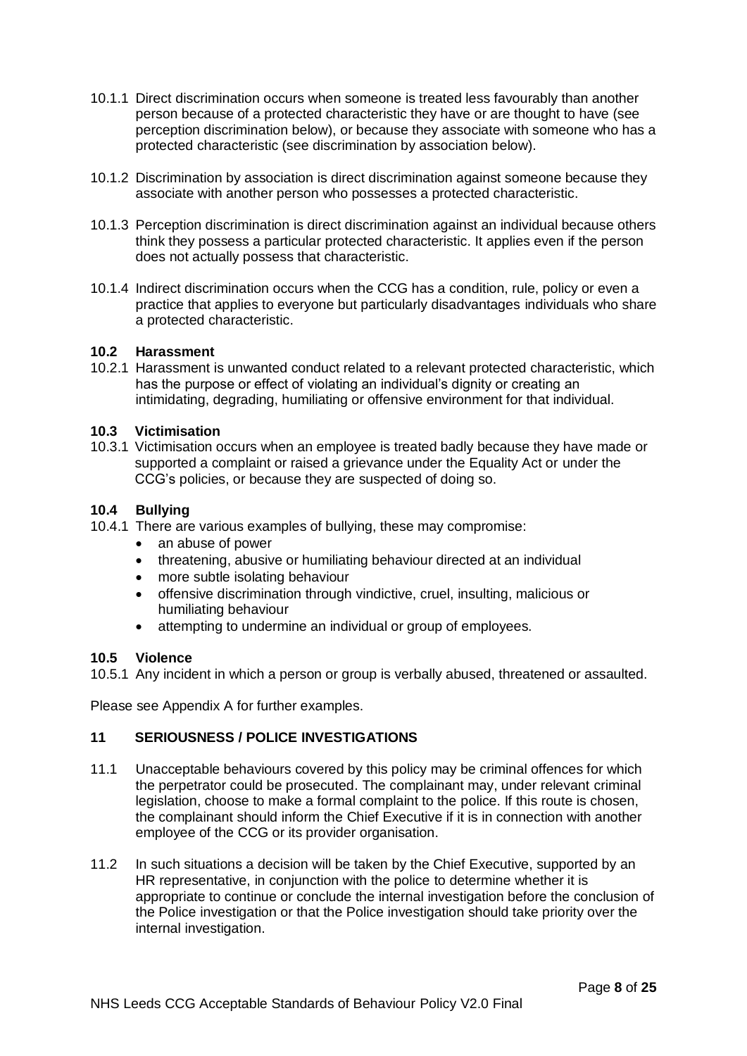10.1.1 Direct discrimination occurs when someone is treated less favourably than another person because of a protected characteristic they have or are thought to have (see perception discrimination below), or because they associate with someone who has a protected characteristic (see discrimination by association below).

10.1.2 Discrimination by association is direct discrimination against someone because they associate with another person who possesses a protected characteristic.

10.1.3 Perception discrimination is direct discrimination against an individual because others think they possess a particular protected characteristic. It applies even if the person does not actually possess that characteristic.

10.1.4 Indirect discrimination occurs when the CCG has a condition, rule, policy or even a practice that applies to everyone but particularly disadvantages individuals who share a protected characteristic.

### 10.2 Harassment

10.2.1 Harassment is unwanted conduct related to a relevant protected characteristic, which has the purpose or effect of violating an individual's dignity or creating an intimidating, degrading, humiliating or offensive environment for that individual.

### 10.3 Victimisation

10.3.1 Victimisation occurs when an employee is treated badly because they have made or supported a complaint or raised a grievance under the Equality Act or under the CCG's policies, or because they are suspected of doing so.

### 10.4 Bullying

10.4.1 There are various examples of bullying, these may compromise:

- an abuse of power
- threatening, abusive or humiliating behaviour directed at an individual
- more subtle isolating behaviour
- offensive discrimination through vindictive, cruel, insulting, malicious or humiliating behaviour
- attempting to undermine an individual or group of employees.

### 10.5 Violence

10.5.1 Any incident in which a person or group is verbally abused, threatened or assaulted.

Please see Appendix A for further examples.

## 11 SERIOUSNESS / POLICE INVESTIGATIONS

11.1 Unacceptable behaviours covered by this policy may be criminal offences for which the perpetrator could be prosecuted. The complainant may, under relevant criminal legislation, choose to make a formal complaint to the police. If this route is chosen, the complainant should inform the Chief Executive if it is in connection with another employee of the CCG or its provider organisation.

11.2 In such situations a decision will be taken by the Chief Executive, supported by an HR representative, in conjunction with the police to determine whether it is appropriate to continue or conclude the internal investigation before the conclusion of the Police investigation or that the Police investigation should take priority over the internal investigation.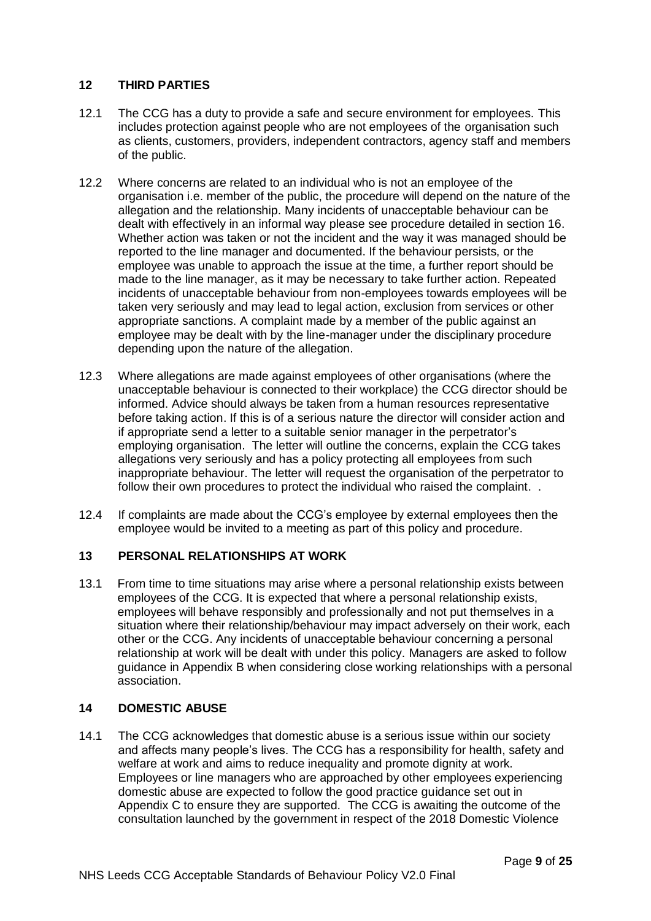## 12 THIRD PARTIES

12.1 The CCG has a duty to provide a safe and secure environment for employees. This includes protection against people who are not employees of the organisation such as clients, customers, providers, independent contractors, agency staff and members of the public.

12.2 Where concerns are related to an individual who is not an employee of the organisation i.e. member of the public, the procedure will depend on the nature of the allegation and the relationship. Many incidents of unacceptable behaviour can be dealt with effectively in an informal way please see procedure detailed in section 16. Whether action was taken or not the incident and the way it was managed should be reported to the line manager and documented. If the behaviour persists, or the employee was unable to approach the issue at the time, a further report should be made to the line manager, as it may be necessary to take further action. Repeated incidents of unacceptable behaviour from non-employees towards employees will be taken very seriously and may lead to legal action, exclusion from services or other appropriate sanctions. A complaint made by a member of the public against an employee may be dealt with by the line-manager under the disciplinary procedure depending upon the nature of the allegation.

12.3 Where allegations are made against employees of other organisations (where the unacceptable behaviour is connected to their workplace) the CCG director should be informed. Advice should always be taken from a human resources representative before taking action. If this is of a serious nature the director will consider action and if appropriate send a letter to a suitable senior manager in the perpetrator's employing organisation. The letter will outline the concerns, explain the CCG takes allegations very seriously and has a policy protecting all employees from such inappropriate behaviour. The letter will request the organisation of the perpetrator to follow their own procedures to protect the individual who raised the complaint. .

12.4 If complaints are made about the CCG's employee by external employees then the employee would be invited to a meeting as part of this policy and procedure.

## 13 PERSONAL RELATIONSHIPS AT WORK

13.1 From time to time situations may arise where a personal relationship exists between employees of the CCG. It is expected that where a personal relationship exists, employees will behave responsibly and professionally and not put themselves in a situation where their relationship/behaviour may impact adversely on their work, each other or the CCG. Any incidents of unacceptable behaviour concerning a personal relationship at work will be dealt with under this policy. Managers are asked to follow guidance in Appendix B when considering close working relationships with a personal association.

## 14 DOMESTIC ABUSE

14.1 The CCG acknowledges that domestic abuse is a serious issue within our society and affects many people's lives. The CCG has a responsibility for health, safety and welfare at work and aims to reduce inequality and promote dignity at work. Employees or line managers who are approached by other employees experiencing domestic abuse are expected to follow the good practice guidance set out in Appendix C to ensure they are supported. The CCG is awaiting the outcome of the consultation launched by the government in respect of the 2018 Domestic Violence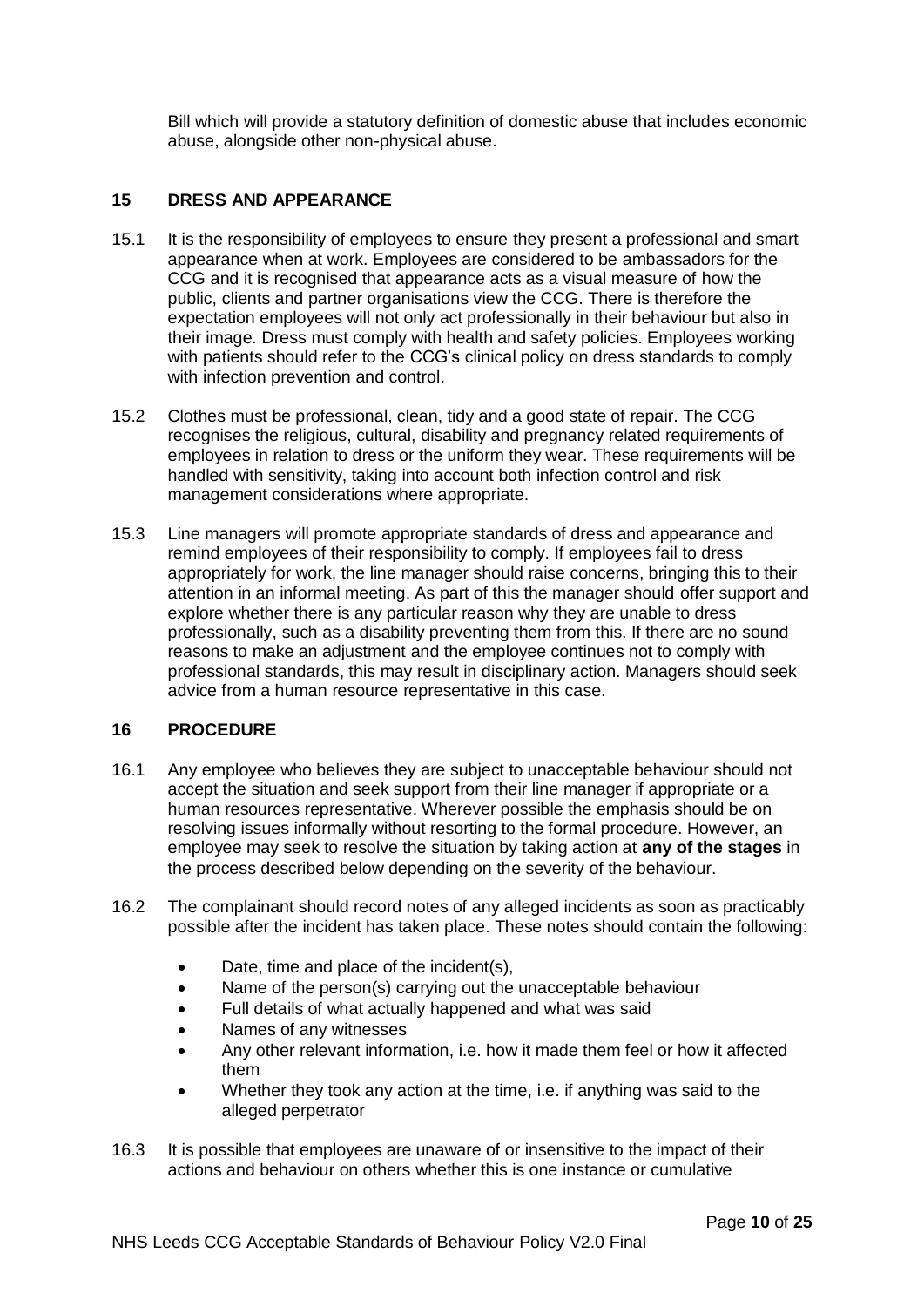Bill which will provide a statutory definition of domestic abuse that includes economic abuse, alongside other non-physical abuse.

## 15 DRESS AND APPEARANCE

15.1 It is the responsibility of employees to ensure they present a professional and smart appearance when at work. Employees are considered to be ambassadors for the CCG and it is recognised that appearance acts as a visual measure of how the public, clients and partner organisations view the CCG. There is therefore the expectation employees will not only act professionally in their behaviour but also in their image. Dress must comply with health and safety policies. Employees working with patients should refer to the CCG's clinical policy on dress standards to comply with infection prevention and control.

15.2 Clothes must be professional, clean, tidy and a good state of repair. The CCG recognises the religious, cultural, disability and pregnancy related requirements of employees in relation to dress or the uniform they wear. These requirements will be handled with sensitivity, taking into account both infection control and risk management considerations where appropriate.

15.3 Line managers will promote appropriate standards of dress and appearance and remind employees of their responsibility to comply. If employees fail to dress appropriately for work, the line manager should raise concerns, bringing this to their attention in an informal meeting. As part of this the manager should offer support and explore whether there is any particular reason why they are unable to dress professionally, such as a disability preventing them from this. If there are no sound reasons to make an adjustment and the employee continues not to comply with professional standards, this may result in disciplinary action. Managers should seek advice from a human resource representative in this case.

## 16 PROCEDURE

16.1 Any employee who believes they are subject to unacceptable behaviour should not accept the situation and seek support from their line manager if appropriate or a human resources representative. Wherever possible the emphasis should be on resolving issues informally without resorting to the formal procedure. However, an employee may seek to resolve the situation by taking action at **any of the stages** in the process described below depending on the severity of the behaviour.

16.2 The complainant should record notes of any alleged incidents as soon as practicably possible after the incident has taken place. These notes should contain the following:

- Date, time and place of the incident(s),
- Name of the person(s) carrying out the unacceptable behaviour
- Full details of what actually happened and what was said
- Names of any witnesses
- Any other relevant information, i.e. how it made them feel or how it affected them
- Whether they took any action at the time, i.e. if anything was said to the alleged perpetrator

16.3 It is possible that employees are unaware of or insensitive to the impact of their actions and behaviour on others whether this is one instance or cumulative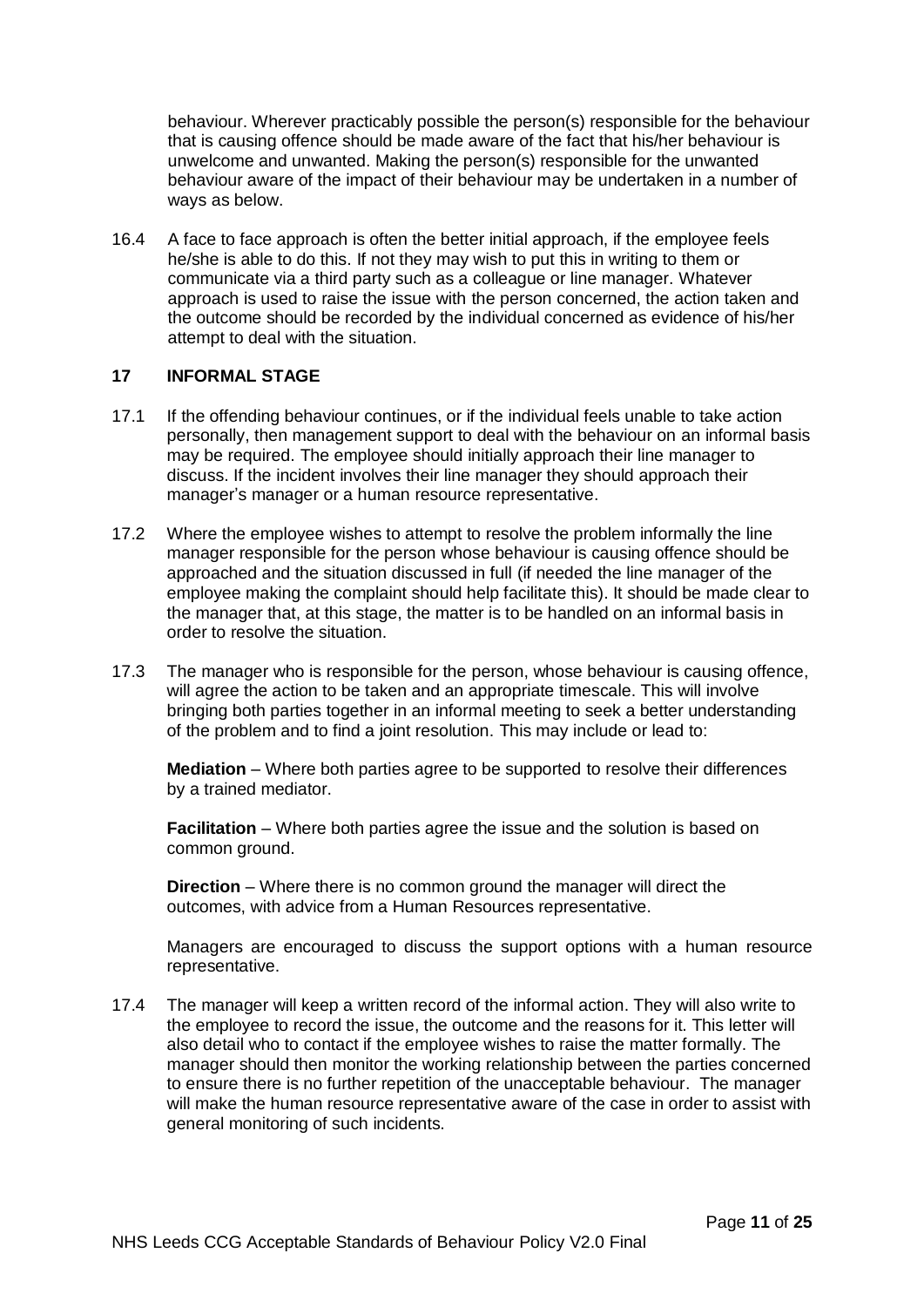behaviour. Wherever practicably possible the person(s) responsible for the behaviour that is causing offence should be made aware of the fact that his/her behaviour is unwelcome and unwanted. Making the person(s) responsible for the unwanted behaviour aware of the impact of their behaviour may be undertaken in a number of ways as below.

16.4 A face to face approach is often the better initial approach, if the employee feels he/she is able to do this. If not they may wish to put this in writing to them or communicate via a third party such as a colleague or line manager. Whatever approach is used to raise the issue with the person concerned, the action taken and the outcome should be recorded by the individual concerned as evidence of his/her attempt to deal with the situation.

## 17 INFORMAL STAGE

17.1 If the offending behaviour continues, or if the individual feels unable to take action personally, then management support to deal with the behaviour on an informal basis may be required. The employee should initially approach their line manager to discuss. If the incident involves their line manager they should approach their manager's manager or a human resource representative.

17.2 Where the employee wishes to attempt to resolve the problem informally the line manager responsible for the person whose behaviour is causing offence should be approached and the situation discussed in full (if needed the line manager of the employee making the complaint should help facilitate this). It should be made clear to the manager that, at this stage, the matter is to be handled on an informal basis in order to resolve the situation.

17.3 The manager who is responsible for the person, whose behaviour is causing offence, will agree the action to be taken and an appropriate timescale. This will involve bringing both parties together in an informal meeting to seek a better understanding of the problem and to find a joint resolution. This may include or lead to:

**Mediation** – Where both parties agree to be supported to resolve their differences by a trained mediator.

**Facilitation** – Where both parties agree the issue and the solution is based on common ground.

**Direction** – Where there is no common ground the manager will direct the outcomes, with advice from a Human Resources representative.

Managers are encouraged to discuss the support options with a human resource representative.

17.4 The manager will keep a written record of the informal action. They will also write to the employee to record the issue, the outcome and the reasons for it. This letter will also detail who to contact if the employee wishes to raise the matter formally. The manager should then monitor the working relationship between the parties concerned to ensure there is no further repetition of the unacceptable behaviour. The manager will make the human resource representative aware of the case in order to assist with general monitoring of such incidents.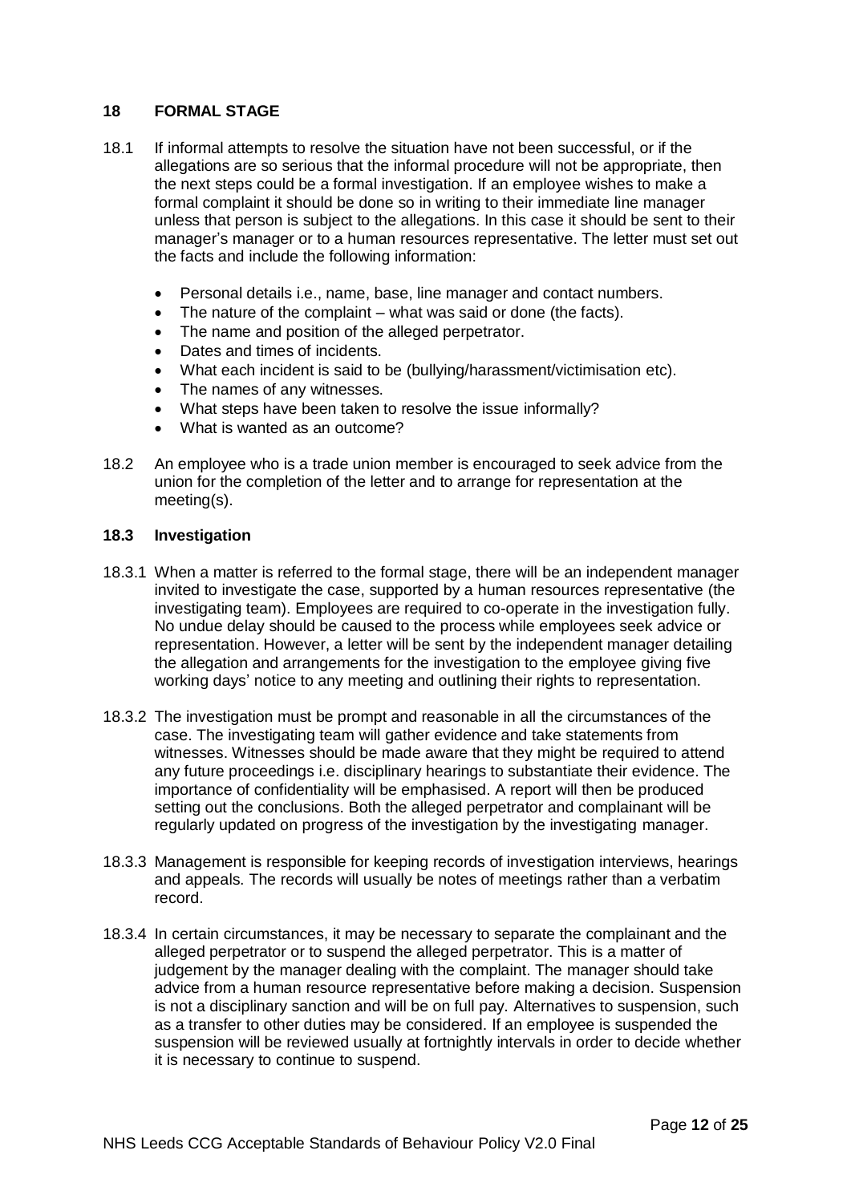## 18 FORMAL STAGE

18.1 If informal attempts to resolve the situation have not been successful, or if the allegations are so serious that the informal procedure will not be appropriate, then the next steps could be a formal investigation. If an employee wishes to make a formal complaint it should be done so in writing to their immediate line manager unless that person is subject to the allegations. In this case it should be sent to their manager's manager or to a human resources representative. The letter must set out the facts and include the following information:

- Personal details i.e., name, base, line manager and contact numbers.
- The nature of the complaint – what was said or done (the facts).
- The name and position of the alleged perpetrator.
- Dates and times of incidents.
- What each incident is said to be (bullying/harassment/victimisation etc).
- The names of any witnesses.
- What steps have been taken to resolve the issue informally?
- What is wanted as an outcome?

18.2 An employee who is a trade union member is encouraged to seek advice from the union for the completion of the letter and to arrange for representation at the meeting(s).

### 18.3 Investigation

18.3.1 When a matter is referred to the formal stage, there will be an independent manager invited to investigate the case, supported by a human resources representative (the investigating team). Employees are required to co-operate in the investigation fully. No undue delay should be caused to the process while employees seek advice or representation. However, a letter will be sent by the independent manager detailing the allegation and arrangements for the investigation to the employee giving five working days' notice to any meeting and outlining their rights to representation.

18.3.2 The investigation must be prompt and reasonable in all the circumstances of the case. The investigating team will gather evidence and take statements from witnesses. Witnesses should be made aware that they might be required to attend any future proceedings i.e. disciplinary hearings to substantiate their evidence. The importance of confidentiality will be emphasised. A report will then be produced setting out the conclusions. Both the alleged perpetrator and complainant will be regularly updated on progress of the investigation by the investigating manager.

18.3.3 Management is responsible for keeping records of investigation interviews, hearings and appeals. The records will usually be notes of meetings rather than a verbatim record.

18.3.4 In certain circumstances, it may be necessary to separate the complainant and the alleged perpetrator or to suspend the alleged perpetrator. This is a matter of judgement by the manager dealing with the complaint. The manager should take advice from a human resource representative before making a decision. Suspension is not a disciplinary sanction and will be on full pay. Alternatives to suspension, such as a transfer to other duties may be considered. If an employee is suspended the suspension will be reviewed usually at fortnightly intervals in order to decide whether it is necessary to continue to suspend.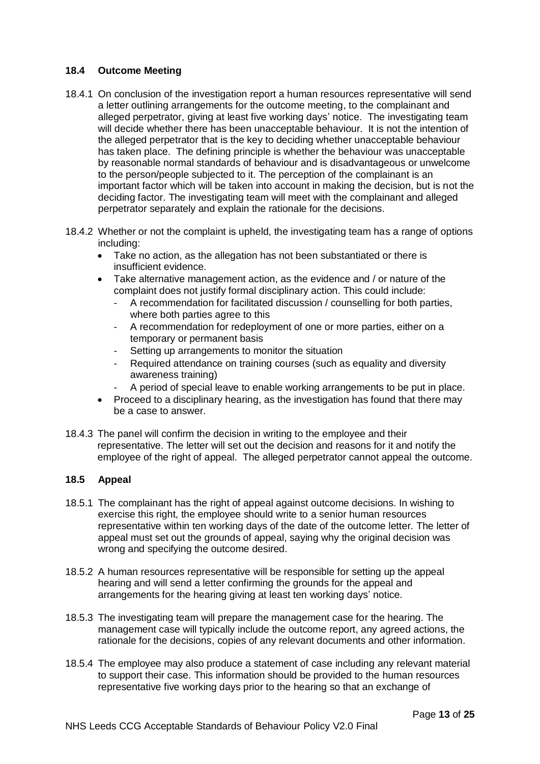### 18.4 Outcome Meeting

18.4.1 On conclusion of the investigation report a human resources representative will send a letter outlining arrangements for the outcome meeting, to the complainant and alleged perpetrator, giving at least five working days' notice. The investigating team will decide whether there has been unacceptable behaviour. It is not the intention of the alleged perpetrator that is the key to deciding whether unacceptable behaviour has taken place. The defining principle is whether the behaviour was unacceptable by reasonable normal standards of behaviour and is disadvantageous or unwelcome to the person/people subjected to it. The perception of the complainant is an important factor which will be taken into account in making the decision, but is not the deciding factor. The investigating team will meet with the complainant and alleged perpetrator separately and explain the rationale for the decisions.

18.4.2 Whether or not the complaint is upheld, the investigating team has a range of options including:

- Take no action, as the allegation has not been substantiated or there is insufficient evidence.
- Take alternative management action, as the evidence and / or nature of the complaint does not justify formal disciplinary action. This could include:
  - A recommendation for facilitated discussion / counselling for both parties, where both parties agree to this
  - A recommendation for redeployment of one or more parties, either on a temporary or permanent basis
  - Setting up arrangements to monitor the situation
  - Required attendance on training courses (such as equality and diversity awareness training)
  - A period of special leave to enable working arrangements to be put in place.
- Proceed to a disciplinary hearing, as the investigation has found that there may be a case to answer.

18.4.3 The panel will confirm the decision in writing to the employee and their representative. The letter will set out the decision and reasons for it and notify the employee of the right of appeal. The alleged perpetrator cannot appeal the outcome.

### 18.5 Appeal

18.5.1 The complainant has the right of appeal against outcome decisions. In wishing to exercise this right, the employee should write to a senior human resources representative within ten working days of the date of the outcome letter. The letter of appeal must set out the grounds of appeal, saying why the original decision was wrong and specifying the outcome desired.

18.5.2 A human resources representative will be responsible for setting up the appeal hearing and will send a letter confirming the grounds for the appeal and arrangements for the hearing giving at least ten working days' notice.

18.5.3 The investigating team will prepare the management case for the hearing. The management case will typically include the outcome report, any agreed actions, the rationale for the decisions, copies of any relevant documents and other information.

18.5.4 The employee may also produce a statement of case including any relevant material to support their case. This information should be provided to the human resources representative five working days prior to the hearing so that an exchange of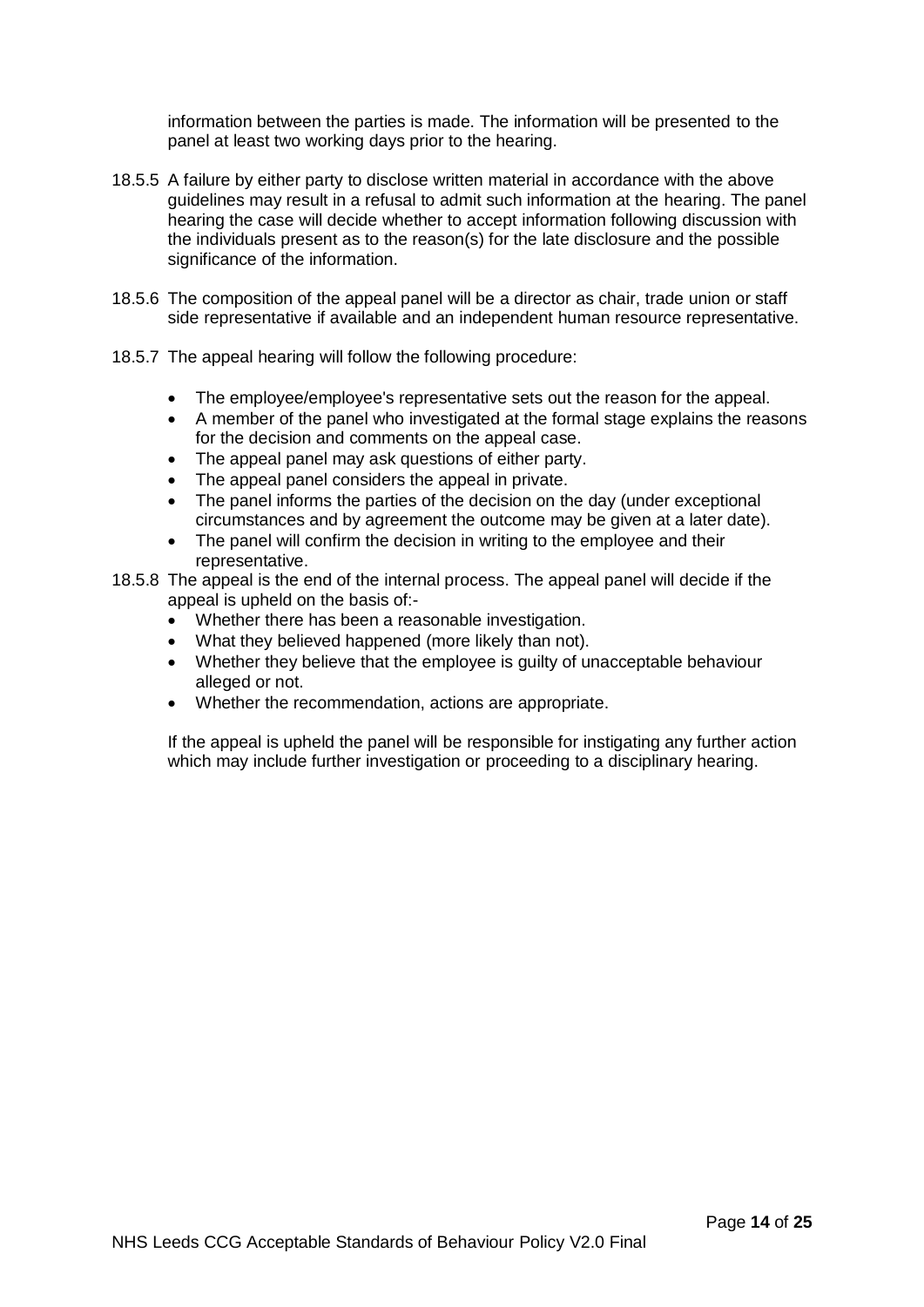information between the parties is made. The information will be presented to the panel at least two working days prior to the hearing.

18.5.5 A failure by either party to disclose written material in accordance with the above guidelines may result in a refusal to admit such information at the hearing. The panel hearing the case will decide whether to accept information following discussion with the individuals present as to the reason(s) for the late disclosure and the possible significance of the information.

18.5.6 The composition of the appeal panel will be a director as chair, trade union or staff side representative if available and an independent human resource representative.

18.5.7 The appeal hearing will follow the following procedure:

- The employee/employee's representative sets out the reason for the appeal.
- A member of the panel who investigated at the formal stage explains the reasons for the decision and comments on the appeal case.
- The appeal panel may ask questions of either party.
- The appeal panel considers the appeal in private.
- The panel informs the parties of the decision on the day (under exceptional circumstances and by agreement the outcome may be given at a later date).
- The panel will confirm the decision in writing to the employee and their representative.

18.5.8 The appeal is the end of the internal process. The appeal panel will decide if the appeal is upheld on the basis of:-

- Whether there has been a reasonable investigation.
- What they believed happened (more likely than not).
- Whether they believe that the employee is guilty of unacceptable behaviour alleged or not.
- Whether the recommendation, actions are appropriate.

If the appeal is upheld the panel will be responsible for instigating any further action which may include further investigation or proceeding to a disciplinary hearing.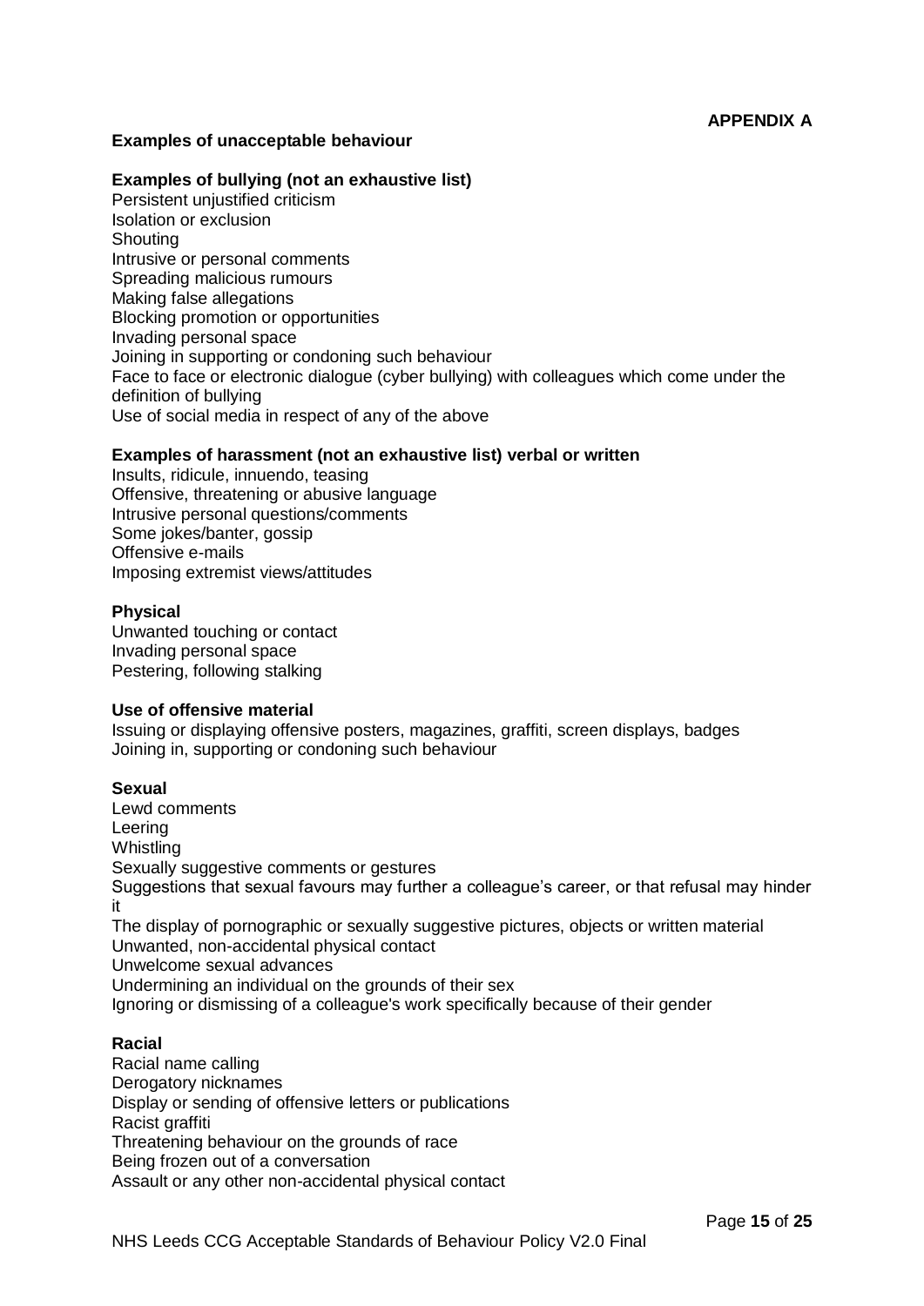**APPENDIX A**

**Examples of unacceptable behaviour**

**Examples of bullying (not an exhaustive list)**

Persistent unjustified criticism
Isolation or exclusion
Shouting
Intrusive or personal comments
Spreading malicious rumours
Making false allegations
Blocking promotion or opportunities
Invading personal space
Joining in supporting or condoning such behaviour
Face to face or electronic dialogue (cyber bullying) with colleagues which come under the definition of bullying
Use of social media in respect of any of the above

**Examples of harassment (not an exhaustive list) verbal or written**

Insults, ridicule, innuendo, teasing
Offensive, threatening or abusive language
Intrusive personal questions/comments
Some jokes/banter, gossip
Offensive e-mails
Imposing extremist views/attitudes

**Physical**

Unwanted touching or contact
Invading personal space
Pestering, following stalking

**Use of offensive material**

Issuing or displaying offensive posters, magazines, graffiti, screen displays, badges
Joining in, supporting or condoning such behaviour

**Sexual**

Lewd comments
Leering
Whistling
Sexually suggestive comments or gestures
Suggestions that sexual favours may further a colleague's career, or that refusal may hinder it
The display of pornographic or sexually suggestive pictures, objects or written material
Unwanted, non-accidental physical contact
Unwelcome sexual advances
Undermining an individual on the grounds of their sex
Ignoring or dismissing of a colleague's work specifically because of their gender

**Racial**

Racial name calling
Derogatory nicknames
Display or sending of offensive letters or publications
Racist graffiti
Threatening behaviour on the grounds of race
Being frozen out of a conversation
Assault or any other non-accidental physical contact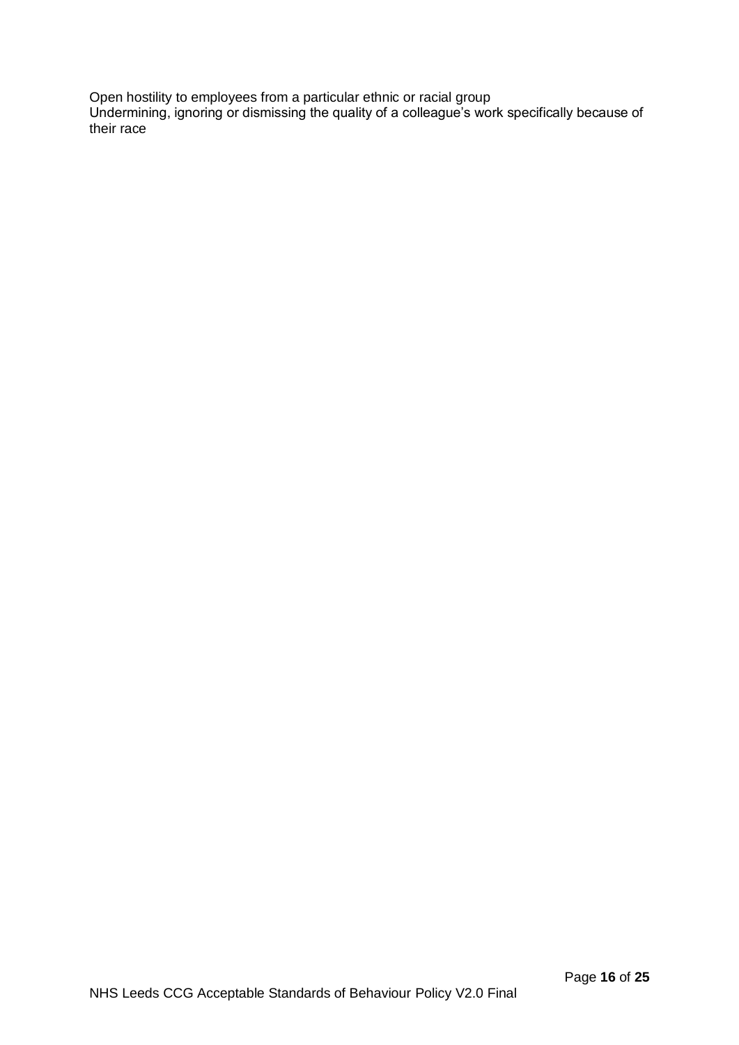Open hostility to employees from a particular ethnic or racial group
Undermining, ignoring or dismissing the quality of a colleague's work specifically because of their race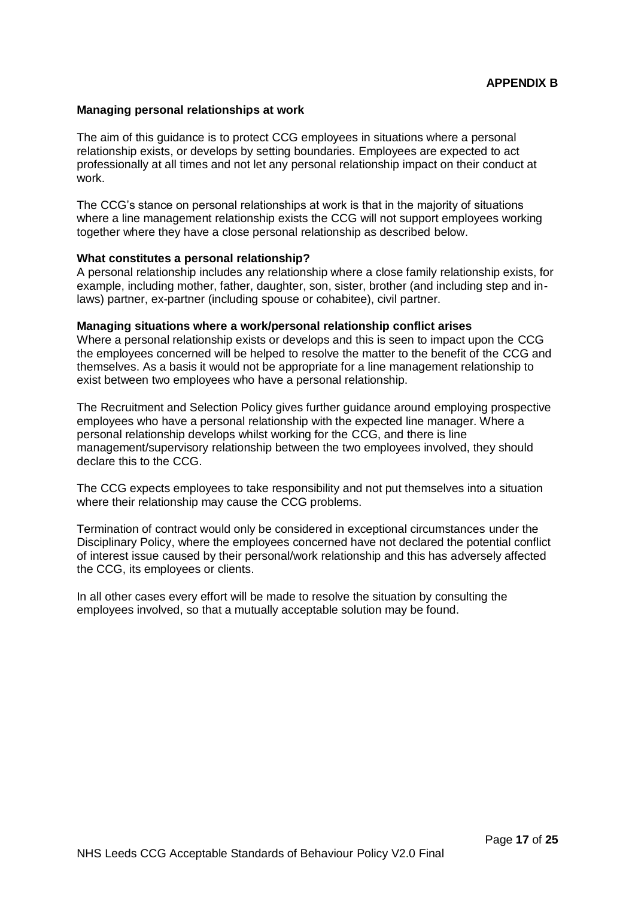**APPENDIX B**

## Managing personal relationships at work

The aim of this guidance is to protect CCG employees in situations where a personal relationship exists, or develops by setting boundaries. Employees are expected to act professionally at all times and not let any personal relationship impact on their conduct at work.

The CCG's stance on personal relationships at work is that in the majority of situations where a line management relationship exists the CCG will not support employees working together where they have a close personal relationship as described below.

### What constitutes a personal relationship?

A personal relationship includes any relationship where a close family relationship exists, for example, including mother, father, daughter, son, sister, brother (and including step and in-laws) partner, ex-partner (including spouse or cohabitee), civil partner.

### Managing situations where a work/personal relationship conflict arises

Where a personal relationship exists or develops and this is seen to impact upon the CCG the employees concerned will be helped to resolve the matter to the benefit of the CCG and themselves. As a basis it would not be appropriate for a line management relationship to exist between two employees who have a personal relationship.

The Recruitment and Selection Policy gives further guidance around employing prospective employees who have a personal relationship with the expected line manager. Where a personal relationship develops whilst working for the CCG, and there is line management/supervisory relationship between the two employees involved, they should declare this to the CCG.

The CCG expects employees to take responsibility and not put themselves into a situation where their relationship may cause the CCG problems.

Termination of contract would only be considered in exceptional circumstances under the Disciplinary Policy, where the employees concerned have not declared the potential conflict of interest issue caused by their personal/work relationship and this has adversely affected the CCG, its employees or clients.

In all other cases every effort will be made to resolve the situation by consulting the employees involved, so that a mutually acceptable solution may be found.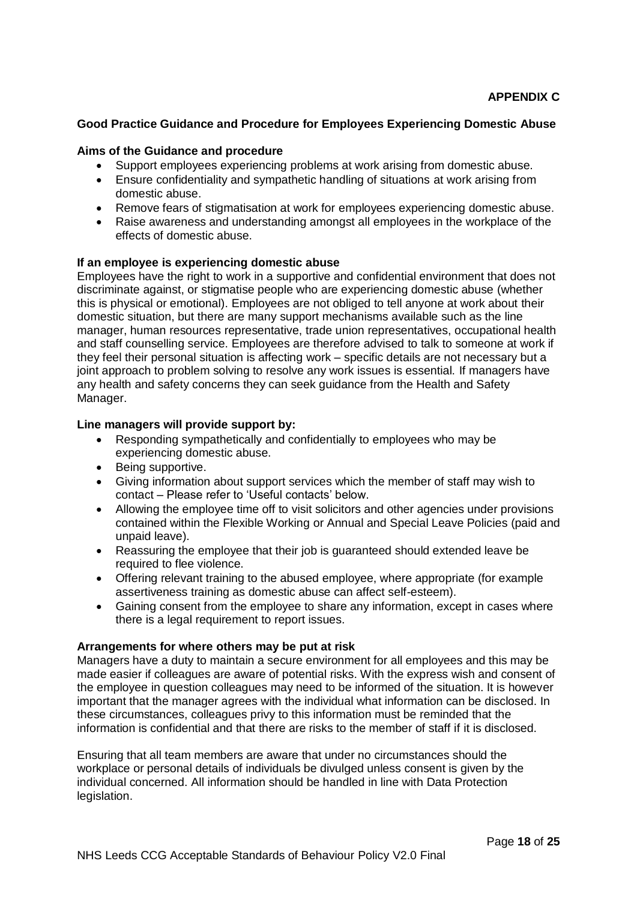**APPENDIX C**

## Good Practice Guidance and Procedure for Employees Experiencing Domestic Abuse

### Aims of the Guidance and procedure

- Support employees experiencing problems at work arising from domestic abuse.
- Ensure confidentiality and sympathetic handling of situations at work arising from domestic abuse.
- Remove fears of stigmatisation at work for employees experiencing domestic abuse.
- Raise awareness and understanding amongst all employees in the workplace of the effects of domestic abuse.

### If an employee is experiencing domestic abuse

Employees have the right to work in a supportive and confidential environment that does not discriminate against, or stigmatise people who are experiencing domestic abuse (whether this is physical or emotional). Employees are not obliged to tell anyone at work about their domestic situation, but there are many support mechanisms available such as the line manager, human resources representative, trade union representatives, occupational health and staff counselling service. Employees are therefore advised to talk to someone at work if they feel their personal situation is affecting work – specific details are not necessary but a joint approach to problem solving to resolve any work issues is essential. If managers have any health and safety concerns they can seek guidance from the Health and Safety Manager.

### Line managers will provide support by:

- Responding sympathetically and confidentially to employees who may be experiencing domestic abuse.
- Being supportive.
- Giving information about support services which the member of staff may wish to contact – Please refer to 'Useful contacts' below.
- Allowing the employee time off to visit solicitors and other agencies under provisions contained within the Flexible Working or Annual and Special Leave Policies (paid and unpaid leave).
- Reassuring the employee that their job is guaranteed should extended leave be required to flee violence.
- Offering relevant training to the abused employee, where appropriate (for example assertiveness training as domestic abuse can affect self-esteem).
- Gaining consent from the employee to share any information, except in cases where there is a legal requirement to report issues.

### Arrangements for where others may be put at risk

Managers have a duty to maintain a secure environment for all employees and this may be made easier if colleagues are aware of potential risks. With the express wish and consent of the employee in question colleagues may need to be informed of the situation. It is however important that the manager agrees with the individual what information can be disclosed. In these circumstances, colleagues privy to this information must be reminded that the information is confidential and that there are risks to the member of staff if it is disclosed.

Ensuring that all team members are aware that under no circumstances should the workplace or personal details of individuals be divulged unless consent is given by the individual concerned. All information should be handled in line with Data Protection legislation.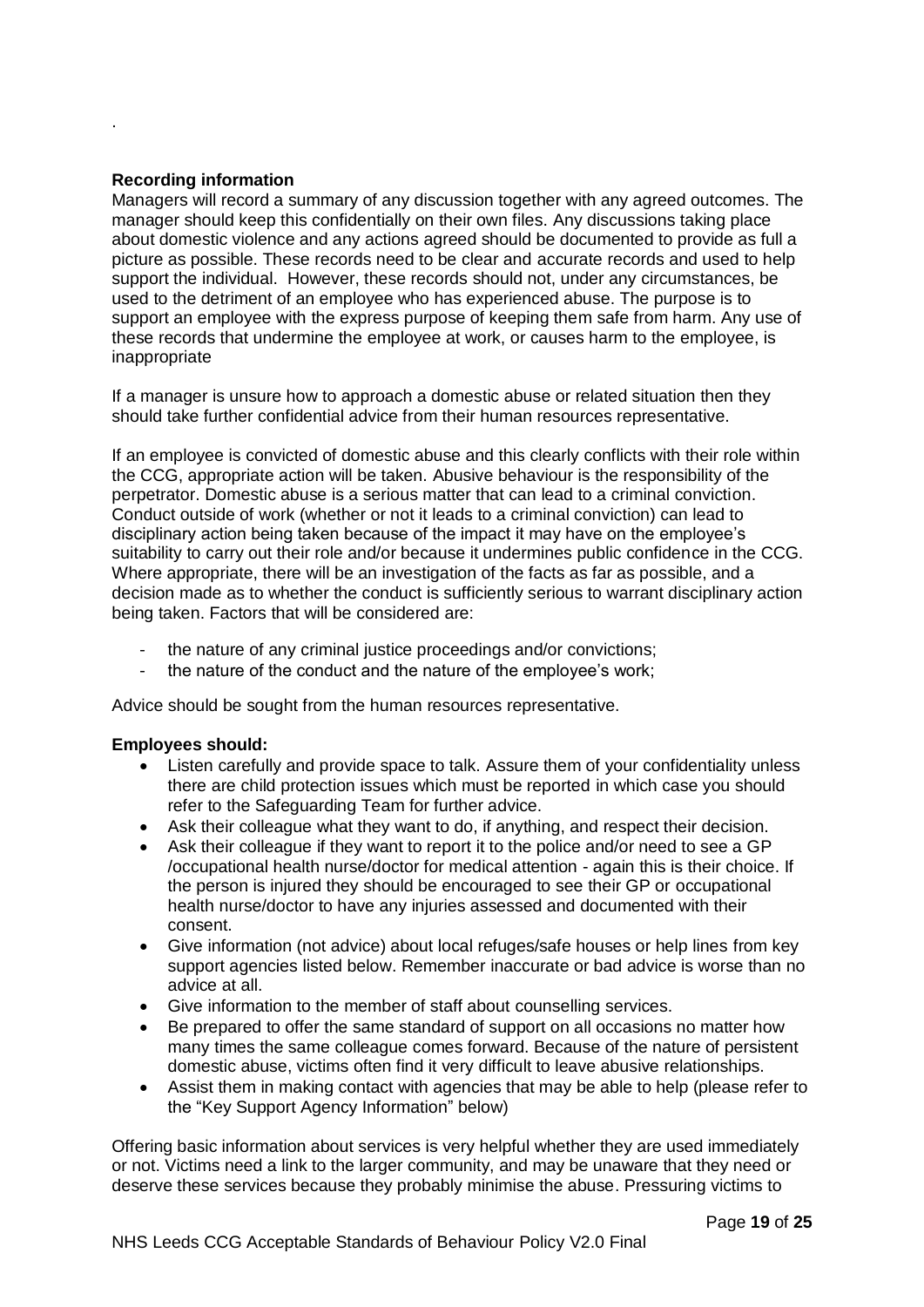.

**Recording information**

Managers will record a summary of any discussion together with any agreed outcomes. The manager should keep this confidentially on their own files. Any discussions taking place about domestic violence and any actions agreed should be documented to provide as full a picture as possible. These records need to be clear and accurate records and used to help support the individual. However, these records should not, under any circumstances, be used to the detriment of an employee who has experienced abuse. The purpose is to support an employee with the express purpose of keeping them safe from harm. Any use of these records that undermine the employee at work, or causes harm to the employee, is inappropriate

If a manager is unsure how to approach a domestic abuse or related situation then they should take further confidential advice from their human resources representative.

If an employee is convicted of domestic abuse and this clearly conflicts with their role within the CCG, appropriate action will be taken. Abusive behaviour is the responsibility of the perpetrator. Domestic abuse is a serious matter that can lead to a criminal conviction. Conduct outside of work (whether or not it leads to a criminal conviction) can lead to disciplinary action being taken because of the impact it may have on the employee's suitability to carry out their role and/or because it undermines public confidence in the CCG. Where appropriate, there will be an investigation of the facts as far as possible, and a decision made as to whether the conduct is sufficiently serious to warrant disciplinary action being taken. Factors that will be considered are:

- the nature of any criminal justice proceedings and/or convictions;
- the nature of the conduct and the nature of the employee's work;

Advice should be sought from the human resources representative.

**Employees should:**

- Listen carefully and provide space to talk. Assure them of your confidentiality unless there are child protection issues which must be reported in which case you should refer to the Safeguarding Team for further advice.
- Ask their colleague what they want to do, if anything, and respect their decision.
- Ask their colleague if they want to report it to the police and/or need to see a GP /occupational health nurse/doctor for medical attention - again this is their choice. If the person is injured they should be encouraged to see their GP or occupational health nurse/doctor to have any injuries assessed and documented with their consent.
- Give information (not advice) about local refuges/safe houses or help lines from key support agencies listed below. Remember inaccurate or bad advice is worse than no advice at all.
- Give information to the member of staff about counselling services.
- Be prepared to offer the same standard of support on all occasions no matter how many times the same colleague comes forward. Because of the nature of persistent domestic abuse, victims often find it very difficult to leave abusive relationships.
- Assist them in making contact with agencies that may be able to help (please refer to the "Key Support Agency Information" below)

Offering basic information about services is very helpful whether they are used immediately or not. Victims need a link to the larger community, and may be unaware that they need or deserve these services because they probably minimise the abuse. Pressuring victims to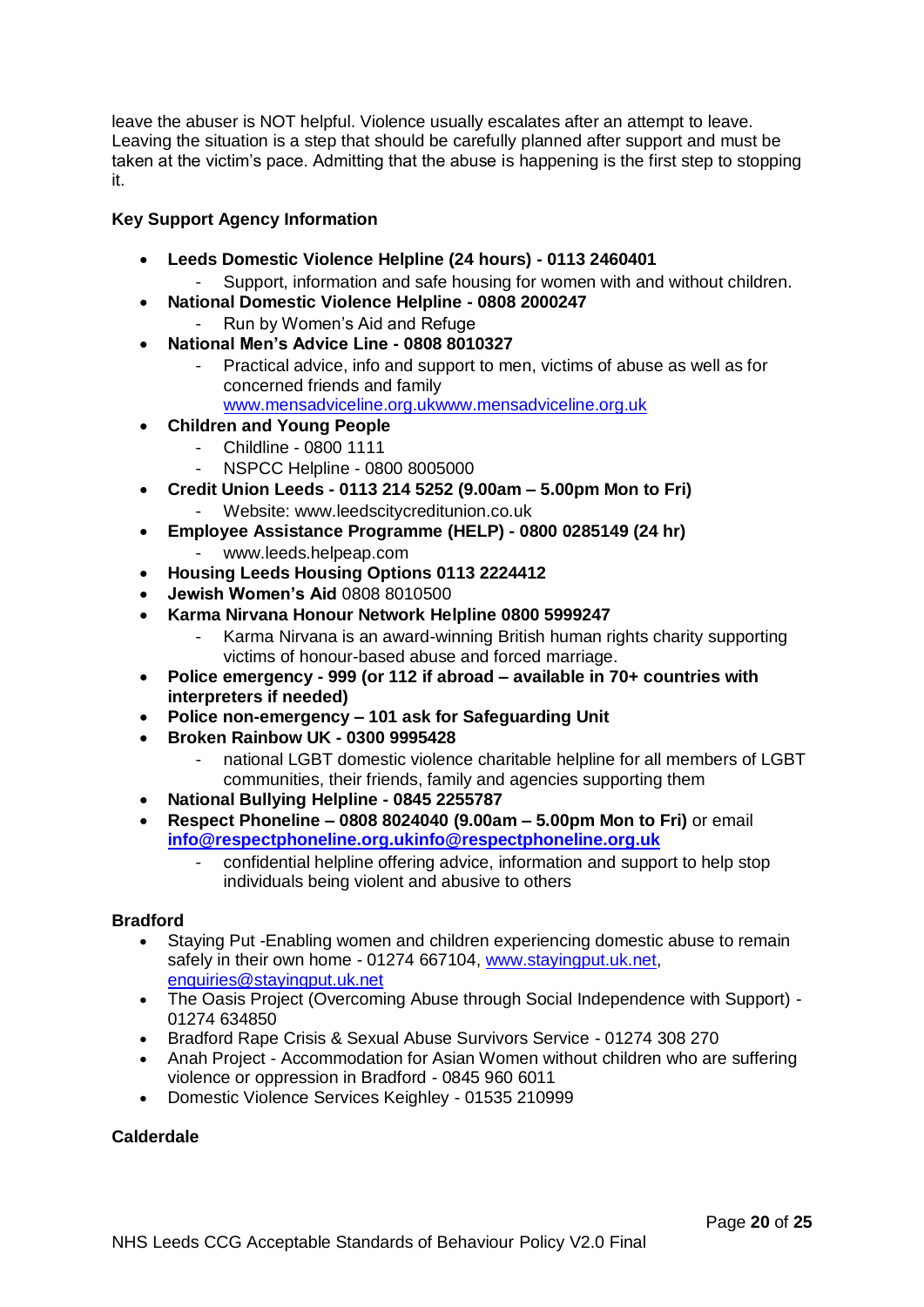leave the abuser is NOT helpful. Violence usually escalates after an attempt to leave. Leaving the situation is a step that should be carefully planned after support and must be taken at the victim's pace. Admitting that the abuse is happening is the first step to stopping it.

**Key Support Agency Information**

- **Leeds Domestic Violence Helpline (24 hours) - 0113 2460401**
  - Support, information and safe housing for women with and without children.
- **National Domestic Violence Helpline - 0808 2000247**
  - Run by Women's Aid and Refuge
- **National Men's Advice Line - 0808 8010327**
  - Practical advice, info and support to men, victims of abuse as well as for concerned friends and family www.mensadviceline.org.ukwww.mensadviceline.org.uk
- **Children and Young People**
  - Childline - 0800 1111
  - NSPCC Helpline - 0800 8005000
- **Credit Union Leeds - 0113 214 5252 (9.00am – 5.00pm Mon to Fri)**
  - Website: www.leedscitycreditunion.co.uk
- **Employee Assistance Programme (HELP) - 0800 0285149 (24 hr)**
  - www.leeds.helpeap.com
- **Housing Leeds Housing Options 0113 2224412**
- **Jewish Women's Aid** 0808 8010500
- **Karma Nirvana Honour Network Helpline 0800 5999247**
  - Karma Nirvana is an award-winning British human rights charity supporting victims of honour-based abuse and forced marriage.
- **Police emergency - 999 (or 112 if abroad – available in 70+ countries with interpreters if needed)**
- **Police non-emergency – 101 ask for Safeguarding Unit**
- **Broken Rainbow UK - 0300 9995428**
  - national LGBT domestic violence charitable helpline for all members of LGBT communities, their friends, family and agencies supporting them
- **National Bullying Helpline - 0845 2255787**
- **Respect Phoneline – 0808 8024040 (9.00am – 5.00pm Mon to Fri)** or email **info@respectphoneline.org.ukinfo@respectphoneline.org.uk**
  - confidential helpline offering advice, information and support to help stop individuals being violent and abusive to others

**Bradford**

- Staying Put -Enabling women and children experiencing domestic abuse to remain safely in their own home - 01274 667104, www.stayingput.uk.net, enquiries@stayingput.uk.net
- The Oasis Project (Overcoming Abuse through Social Independence with Support) - 01274 634850
- Bradford Rape Crisis & Sexual Abuse Survivors Service - 01274 308 270
- Anah Project - Accommodation for Asian Women without children who are suffering violence or oppression in Bradford - 0845 960 6011
- Domestic Violence Services Keighley - 01535 210999

**Calderdale**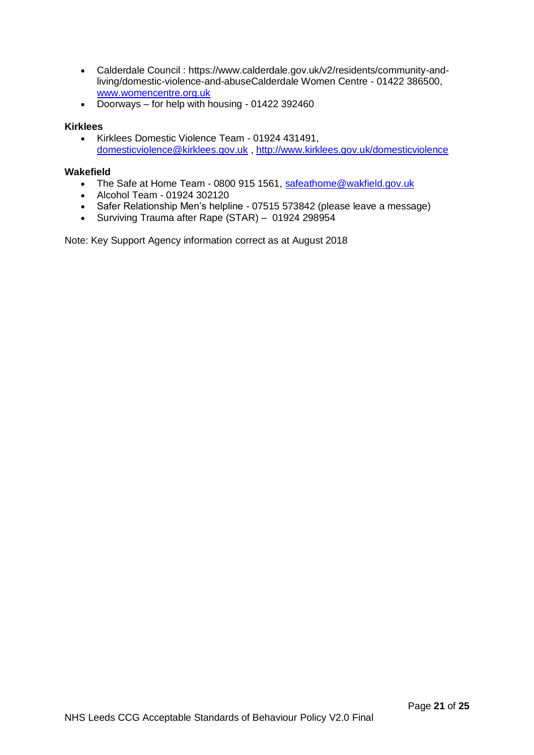- Calderdale Council : https://www.calderdale.gov.uk/v2/residents/community-and-living/domestic-violence-and-abuseCalderdale Women Centre - 01422 386500, www.womencentre.org.uk
- Doorways – for help with housing - 01422 392460

**Kirklees**

- Kirklees Domestic Violence Team - 01924 431491, domesticviolence@kirklees.gov.uk , http://www.kirklees.gov.uk/domesticviolence

**Wakefield**

- The Safe at Home Team - 0800 915 1561, safeathome@wakfield.gov.uk
- Alcohol Team - 01924 302120
- Safer Relationship Men's helpline - 07515 573842 (please leave a message)
- Surviving Trauma after Rape (STAR) – 01924 298954

Note: Key Support Agency information correct as at August 2018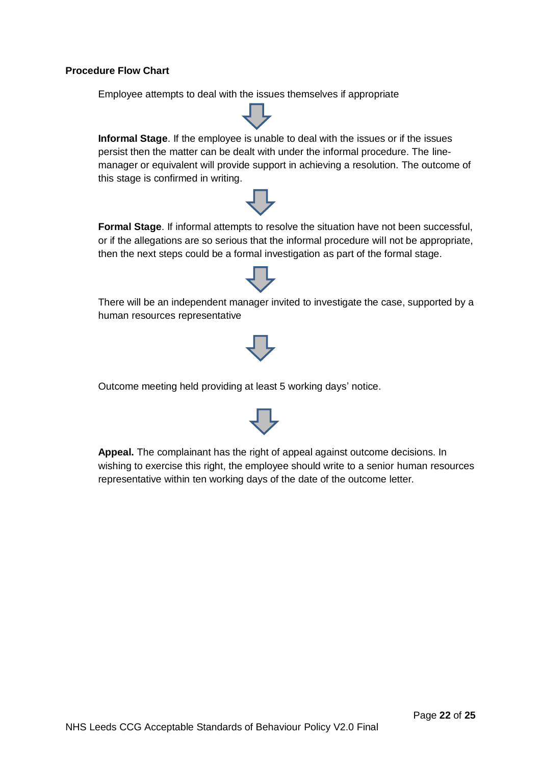**Procedure Flow Chart**

Employee attempts to deal with the issues themselves if appropriate

↓

**Informal Stage**. If the employee is unable to deal with the issues or if the issues persist then the matter can be dealt with under the informal procedure. The line-manager or equivalent will provide support in achieving a resolution. The outcome of this stage is confirmed in writing.

↓

**Formal Stage**. If informal attempts to resolve the situation have not been successful, or if the allegations are so serious that the informal procedure will not be appropriate, then the next steps could be a formal investigation as part of the formal stage.

↓

There will be an independent manager invited to investigate the case, supported by a human resources representative

↓

Outcome meeting held providing at least 5 working days' notice.

↓

**Appeal.** The complainant has the right of appeal against outcome decisions. In wishing to exercise this right, the employee should write to a senior human resources representative within ten working days of the date of the outcome letter.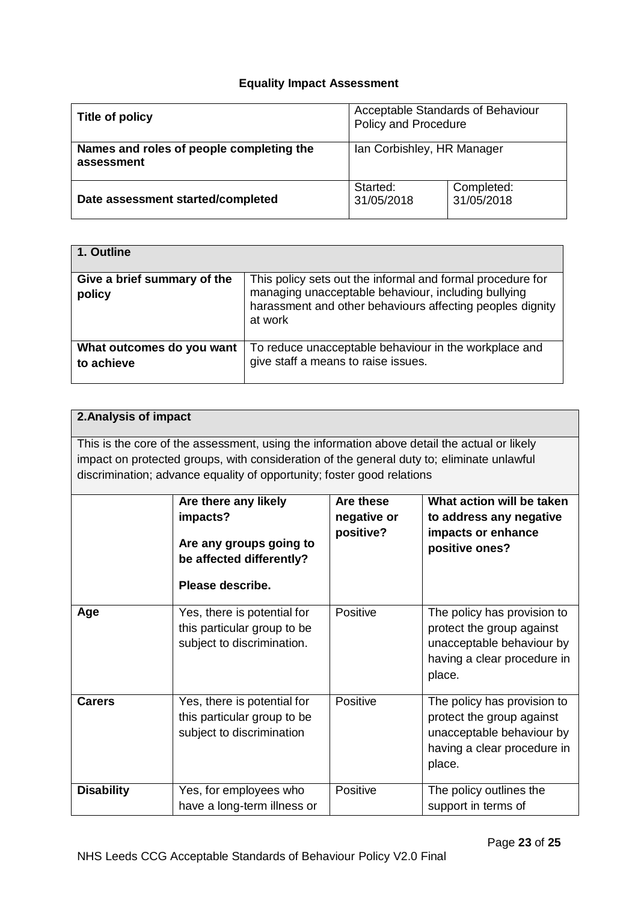## Equality Impact Assessment

| Title of policy | Acceptable Standards of Behaviour Policy and Procedure | |
|---|---|---|
| Names and roles of people completing the assessment | Ian Corbishley, HR Manager | |
| Date assessment started/completed | Started: 31/05/2018 | Completed: 31/05/2018 |

| 1. Outline | |
|---|---|
| Give a brief summary of the policy | This policy sets out the informal and formal procedure for managing unacceptable behaviour, including bullying harassment and other behaviours affecting peoples dignity at work |
| What outcomes do you want to achieve | To reduce unacceptable behaviour in the workplace and give staff a means to raise issues. |

**2.Analysis of impact**

This is the core of the assessment, using the information above detail the actual or likely impact on protected groups, with consideration of the general duty to; eliminate unlawful discrimination; advance equality of opportunity; foster good relations

| | Are there any likely impacts? Are any groups going to be affected differently? Please describe. | Are these negative or positive? | What action will be taken to address any negative impacts or enhance positive ones? |
|---|---|---|---|
| **Age** | Yes, there is potential for this particular group to be subject to discrimination. | Positive | The policy has provision to protect the group against unacceptable behaviour by having a clear procedure in place. |
| **Carers** | Yes, there is potential for this particular group to be subject to discrimination | Positive | The policy has provision to protect the group against unacceptable behaviour by having a clear procedure in place. |
| **Disability** | Yes, for employees who have a long-term illness or | Positive | The policy outlines the support in terms of |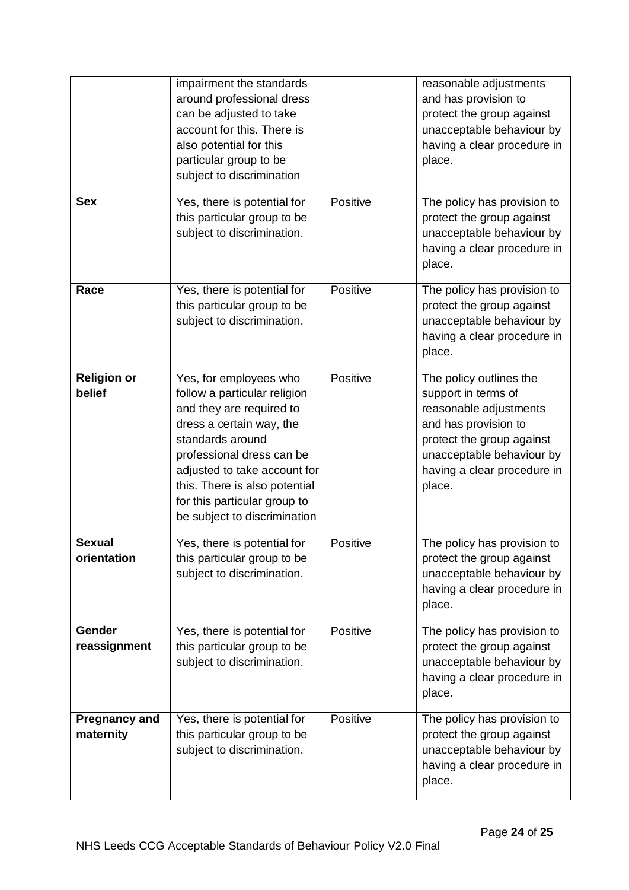| | | | |
|---|---|---|---|
| | impairment the standards around professional dress can be adjusted to take account for this. There is also potential for this particular group to be subject to discrimination | | reasonable adjustments and has provision to protect the group against unacceptable behaviour by having a clear procedure in place. |
| **Sex** | Yes, there is potential for this particular group to be subject to discrimination. | Positive | The policy has provision to protect the group against unacceptable behaviour by having a clear procedure in place. |
| **Race** | Yes, there is potential for this particular group to be subject to discrimination. | Positive | The policy has provision to protect the group against unacceptable behaviour by having a clear procedure in place. |
| **Religion or belief** | Yes, for employees who follow a particular religion and they are required to dress a certain way, the standards around professional dress can be adjusted to take account for this. There is also potential for this particular group to be subject to discrimination | Positive | The policy outlines the support in terms of reasonable adjustments and has provision to protect the group against unacceptable behaviour by having a clear procedure in place. |
| **Sexual orientation** | Yes, there is potential for this particular group to be subject to discrimination. | Positive | The policy has provision to protect the group against unacceptable behaviour by having a clear procedure in place. |
| **Gender reassignment** | Yes, there is potential for this particular group to be subject to discrimination. | Positive | The policy has provision to protect the group against unacceptable behaviour by having a clear procedure in place. |
| **Pregnancy and maternity** | Yes, there is potential for this particular group to be subject to discrimination. | Positive | The policy has provision to protect the group against unacceptable behaviour by having a clear procedure in place. |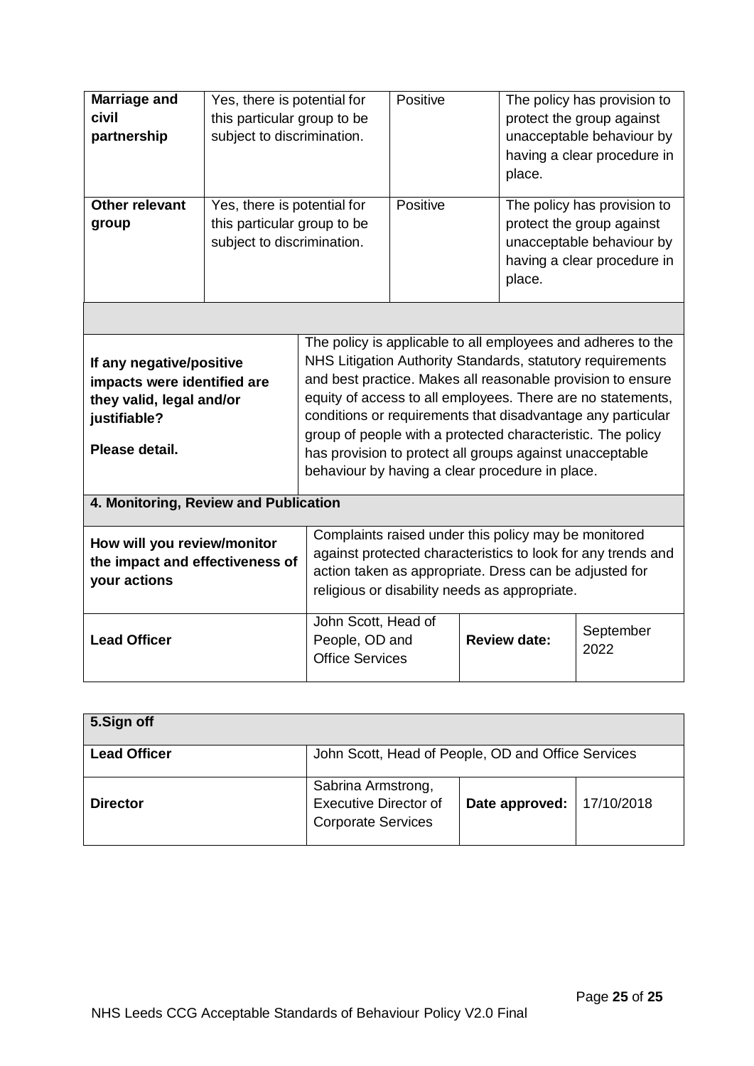| | | | |
|---|---|---|---|
| **Marriage and civil partnership** | Yes, there is potential for this particular group to be subject to discrimination. | Positive | The policy has provision to protect the group against unacceptable behaviour by having a clear procedure in place. |
| **Other relevant group** | Yes, there is potential for this particular group to be subject to discrimination. | Positive | The policy has provision to protect the group against unacceptable behaviour by having a clear procedure in place. |

| | |
|---|---|
| **If any negative/positive impacts were identified are they valid, legal and/or justifiable?**<br><br>**Please detail.** | The policy is applicable to all employees and adheres to the NHS Litigation Authority Standards, statutory requirements and best practice. Makes all reasonable provision to ensure equity of access to all employees. There are no statements, conditions or requirements that disadvantage any particular group of people with a protected characteristic. The policy has provision to protect all groups against unacceptable behaviour by having a clear procedure in place. |

**4. Monitoring, Review and Publication**

| | | | |
|---|---|---|---|
| **How will you review/monitor the impact and effectiveness of your actions** | Complaints raised under this policy may be monitored against protected characteristics to look for any trends and action taken as appropriate. Dress can be adjusted for religious or disability needs as appropriate. | | |
| **Lead Officer** | John Scott, Head of People, OD and Office Services | **Review date:** | September 2022 |

**5.Sign off**

| | | | |
|---|---|---|---|
| **Lead Officer** | John Scott, Head of People, OD and Office Services | | |
| **Director** | Sabrina Armstrong, Executive Director of Corporate Services | **Date approved:** | 17/10/2018 |

NHS Leeds CCG Acceptable Standards of Behaviour Policy V2.0 Final